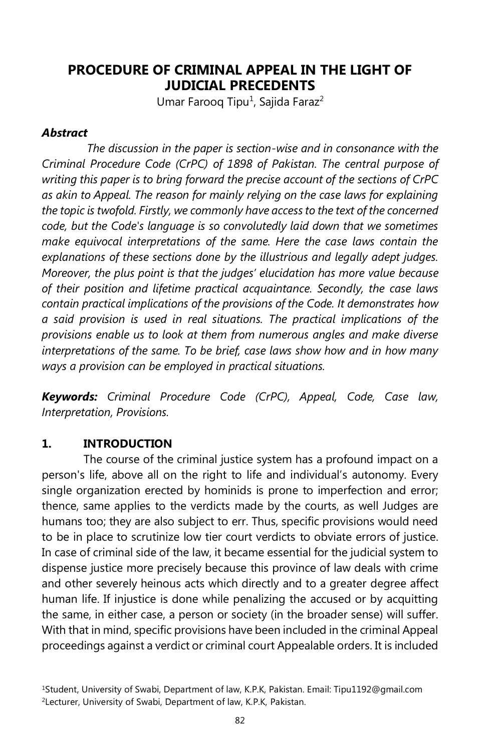# PROCEDURE OF CRIMINAL APPEAL IN THE LIGHT OF JUDICIAL PRECEDENTS

Umar Farooq Tipu[1], Sajida Faraz[2]

### *Abstract*

*The discussion in the paper is section-wise and in consonance with the Criminal Procedure Code (CrPC) of 1898 of Pakistan. The central purpose of writing this paper is to bring forward the precise account of the sections of CrPC as akin to Appeal. The reason for mainly relying on the case laws for explaining the topic is twofold. Firstly, we commonly have access to the text of the concerned code, but the Code's language is so convolutedly laid down that we sometimes make equivocal interpretations of the same. Here the case laws contain the explanations of these sections done by the illustrious and legally adept judges. Moreover, the plus point is that the judges' elucidation has more value because of their position and lifetime practical acquaintance. Secondly, the case laws contain practical implications of the provisions of the Code. It demonstrates how a said provision is used in real situations. The practical implications of the provisions enable us to look at them from numerous angles and make diverse interpretations of the same. To be brief, case laws show how and in how many ways a provision can be employed in practical situations.*

***Keywords:*** *Criminal Procedure Code (CrPC), Appeal, Code, Case law, Interpretation, Provisions.*

## 1. INTRODUCTION

The course of the criminal justice system has a profound impact on a person's life, above all on the right to life and individual's autonomy. Every single organization erected by hominids is prone to imperfection and error; thence, same applies to the verdicts made by the courts, as well Judges are humans too; they are also subject to err. Thus, specific provisions would need to be in place to scrutinize low tier court verdicts to obviate errors of justice. In case of criminal side of the law, it became essential for the judicial system to dispense justice more precisely because this province of law deals with crime and other severely heinous acts which directly and to a greater degree affect human life. If injustice is done while penalizing the accused or by acquitting the same, in either case, a person or society (in the broader sense) will suffer. With that in mind, specific provisions have been included in the criminal Appeal proceedings against a verdict or criminal court Appealable orders. It is included

[1]Student, University of Swabi, Department of law, K.P.K, Pakistan. Email: Tipu1192@gmail.com

[2]Lecturer, University of Swabi, Department of law, K.P.K, Pakistan.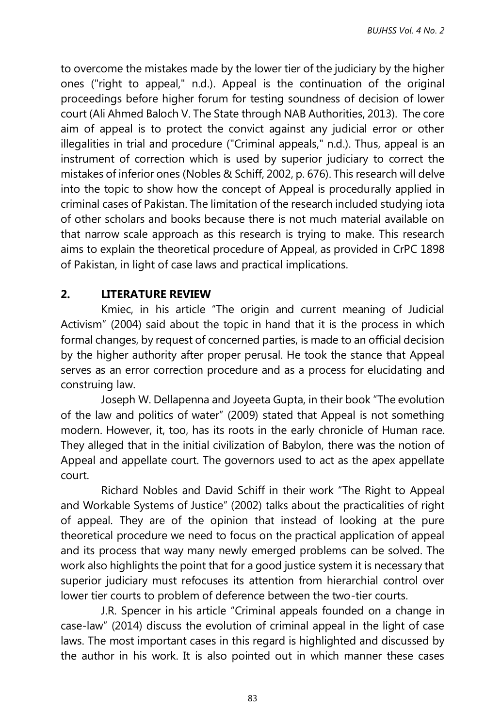to overcome the mistakes made by the lower tier of the judiciary by the higher ones ("right to appeal," n.d.). Appeal is the continuation of the original proceedings before higher forum for testing soundness of decision of lower court (Ali Ahmed Baloch V. The State through NAB Authorities, 2013). The core aim of appeal is to protect the convict against any judicial error or other illegalities in trial and procedure ("Criminal appeals," n.d.). Thus, appeal is an instrument of correction which is used by superior judiciary to correct the mistakes of inferior ones (Nobles & Schiff, 2002, p. 676). This research will delve into the topic to show how the concept of Appeal is procedurally applied in criminal cases of Pakistan. The limitation of the research included studying iota of other scholars and books because there is not much material available on that narrow scale approach as this research is trying to make. This research aims to explain the theoretical procedure of Appeal, as provided in CrPC 1898 of Pakistan, in light of case laws and practical implications.

## 2. LITERATURE REVIEW

Kmiec, in his article "The origin and current meaning of Judicial Activism" (2004) said about the topic in hand that it is the process in which formal changes, by request of concerned parties, is made to an official decision by the higher authority after proper perusal. He took the stance that Appeal serves as an error correction procedure and as a process for elucidating and construing law.

Joseph W. Dellapenna and Joyeeta Gupta, in their book "The evolution of the law and politics of water" (2009) stated that Appeal is not something modern. However, it, too, has its roots in the early chronicle of Human race. They alleged that in the initial civilization of Babylon, there was the notion of Appeal and appellate court. The governors used to act as the apex appellate court.

Richard Nobles and David Schiff in their work "The Right to Appeal and Workable Systems of Justice" (2002) talks about the practicalities of right of appeal. They are of the opinion that instead of looking at the pure theoretical procedure we need to focus on the practical application of appeal and its process that way many newly emerged problems can be solved. The work also highlights the point that for a good justice system it is necessary that superior judiciary must refocuses its attention from hierarchial control over lower tier courts to problem of deference between the two-tier courts.

J.R. Spencer in his article "Criminal appeals founded on a change in case-law" (2014) discuss the evolution of criminal appeal in the light of case laws. The most important cases in this regard is highlighted and discussed by the author in his work. It is also pointed out in which manner these cases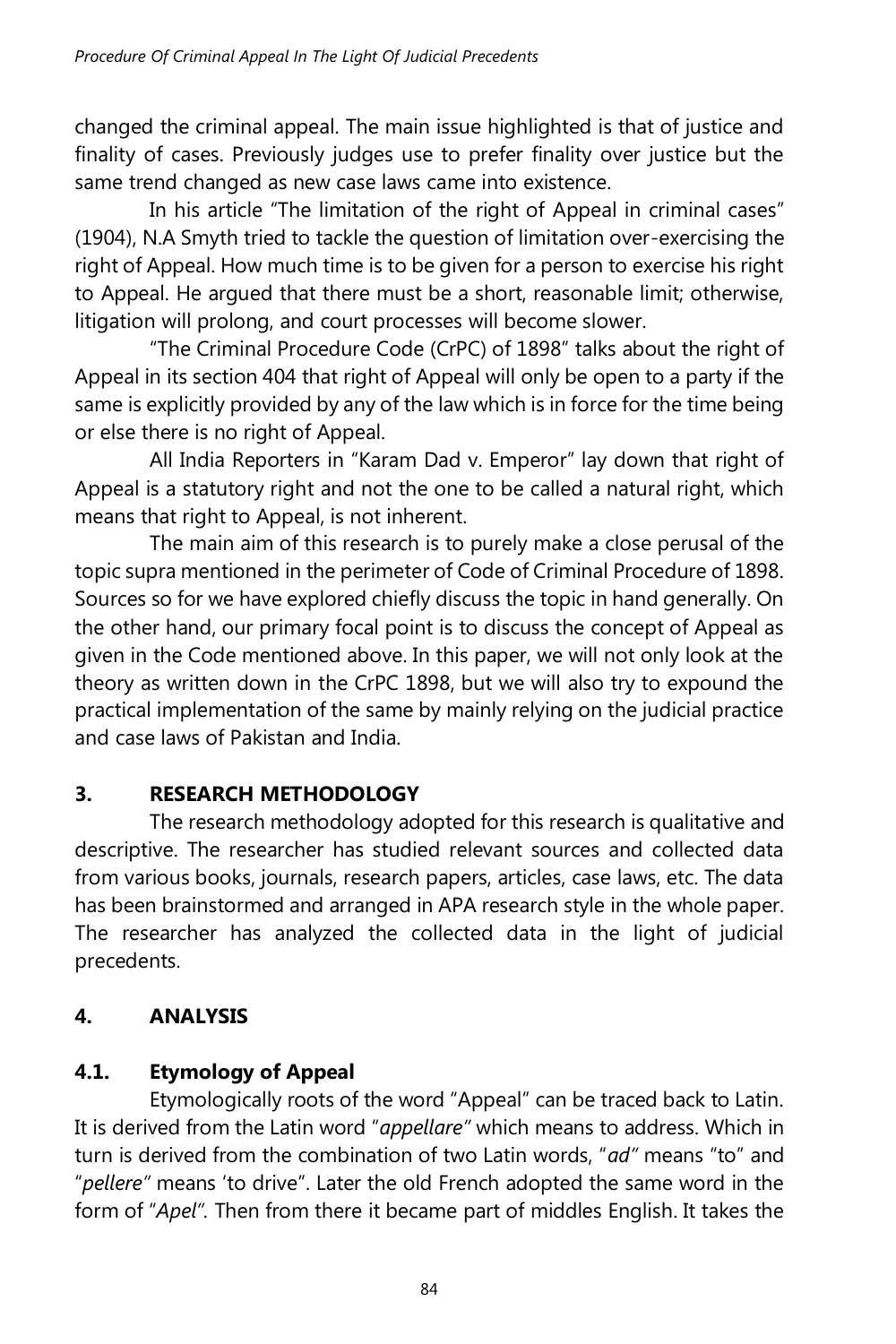changed the criminal appeal. The main issue highlighted is that of justice and finality of cases. Previously judges use to prefer finality over justice but the same trend changed as new case laws came into existence.

In his article "The limitation of the right of Appeal in criminal cases" (1904), N.A Smyth tried to tackle the question of limitation over-exercising the right of Appeal. How much time is to be given for a person to exercise his right to Appeal. He argued that there must be a short, reasonable limit; otherwise, litigation will prolong, and court processes will become slower.

"The Criminal Procedure Code (CrPC) of 1898" talks about the right of Appeal in its section 404 that right of Appeal will only be open to a party if the same is explicitly provided by any of the law which is in force for the time being or else there is no right of Appeal.

All India Reporters in "Karam Dad v. Emperor" lay down that right of Appeal is a statutory right and not the one to be called a natural right, which means that right to Appeal, is not inherent.

The main aim of this research is to purely make a close perusal of the topic supra mentioned in the perimeter of Code of Criminal Procedure of 1898. Sources so for we have explored chiefly discuss the topic in hand generally. On the other hand, our primary focal point is to discuss the concept of Appeal as given in the Code mentioned above. In this paper, we will not only look at the theory as written down in the CrPC 1898, but we will also try to expound the practical implementation of the same by mainly relying on the judicial practice and case laws of Pakistan and India.

## 3. RESEARCH METHODOLOGY

The research methodology adopted for this research is qualitative and descriptive. The researcher has studied relevant sources and collected data from various books, journals, research papers, articles, case laws, etc. The data has been brainstormed and arranged in APA research style in the whole paper. The researcher has analyzed the collected data in the light of judicial precedents.

## 4. ANALYSIS

### 4.1. Etymology of Appeal

Etymologically roots of the word "Appeal" can be traced back to Latin. It is derived from the Latin word "*appellare*" which means to address. Which in turn is derived from the combination of two Latin words, "*ad*" means "to" and "*pellere*" means 'to drive". Later the old French adopted the same word in the form of "*Apel*". Then from there it became part of middles English. It takes the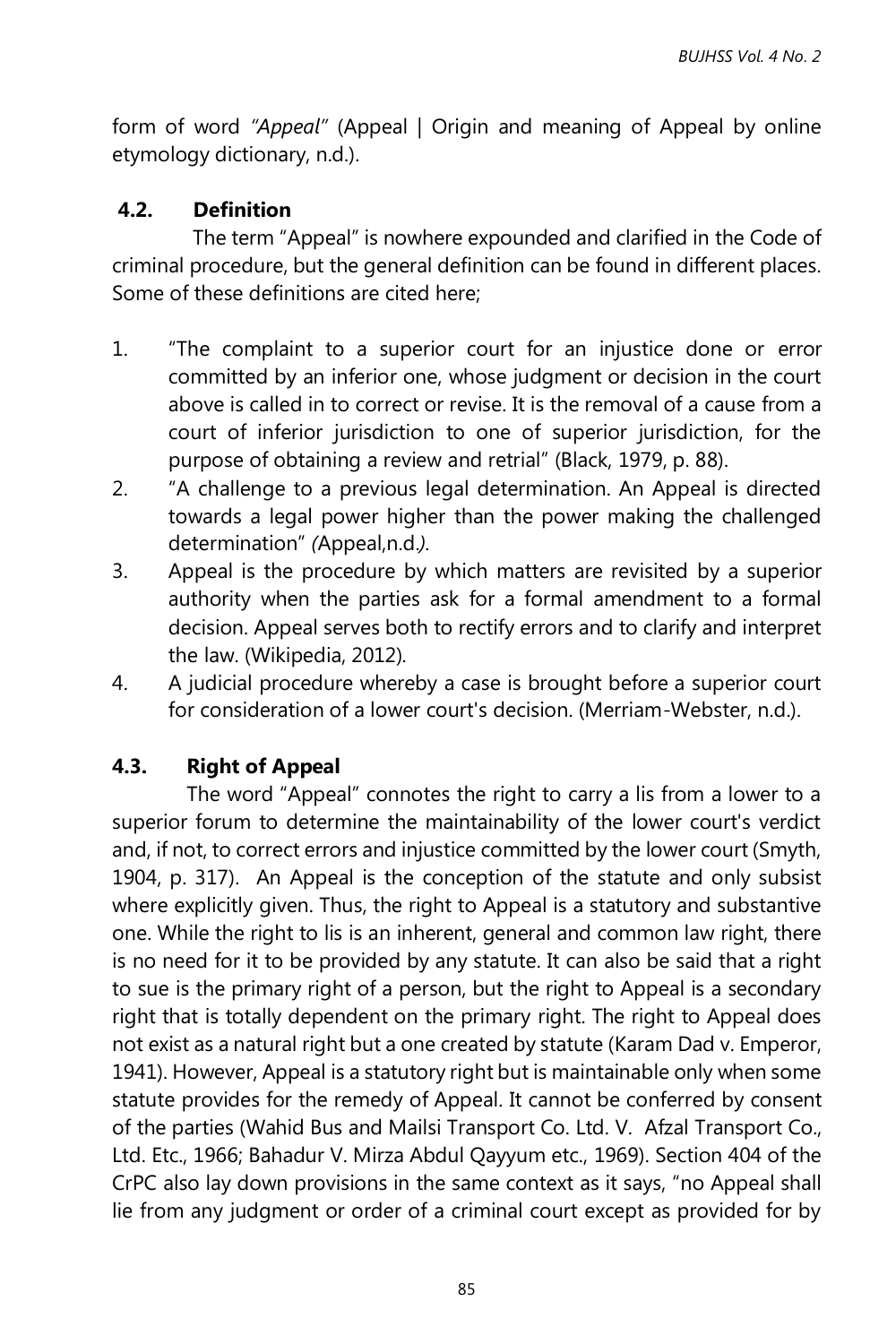form of word *"Appeal"* (Appeal | Origin and meaning of Appeal by online etymology dictionary, n.d.).

### 4.2. Definition

The term "Appeal" is nowhere expounded and clarified in the Code of criminal procedure, but the general definition can be found in different places. Some of these definitions are cited here;

1. "The complaint to a superior court for an injustice done or error committed by an inferior one, whose judgment or decision in the court above is called in to correct or revise. It is the removal of a cause from a court of inferior jurisdiction to one of superior jurisdiction, for the purpose of obtaining a review and retrial" (Black, 1979, p. 88).
2. "A challenge to a previous legal determination. An Appeal is directed towards a legal power higher than the power making the challenged determination" *(*Appeal,n.d.*)*.
3. Appeal is the procedure by which matters are revisited by a superior authority when the parties ask for a formal amendment to a formal decision. Appeal serves both to rectify errors and to clarify and interpret the law. (Wikipedia, 2012).
4. A judicial procedure whereby a case is brought before a superior court for consideration of a lower court's decision. (Merriam-Webster, n.d.).

### 4.3. Right of Appeal

The word "Appeal" connotes the right to carry a lis from a lower to a superior forum to determine the maintainability of the lower court's verdict and, if not, to correct errors and injustice committed by the lower court (Smyth, 1904, p. 317). An Appeal is the conception of the statute and only subsist where explicitly given. Thus, the right to Appeal is a statutory and substantive one. While the right to lis is an inherent, general and common law right, there is no need for it to be provided by any statute. It can also be said that a right to sue is the primary right of a person, but the right to Appeal is a secondary right that is totally dependent on the primary right. The right to Appeal does not exist as a natural right but a one created by statute (Karam Dad v. Emperor, 1941). However, Appeal is a statutory right but is maintainable only when some statute provides for the remedy of Appeal. It cannot be conferred by consent of the parties (Wahid Bus and Mailsi Transport Co. Ltd. V. Afzal Transport Co., Ltd. Etc., 1966; Bahadur V. Mirza Abdul Qayyum etc., 1969). Section 404 of the CrPC also lay down provisions in the same context as it says, "no Appeal shall lie from any judgment or order of a criminal court except as provided for by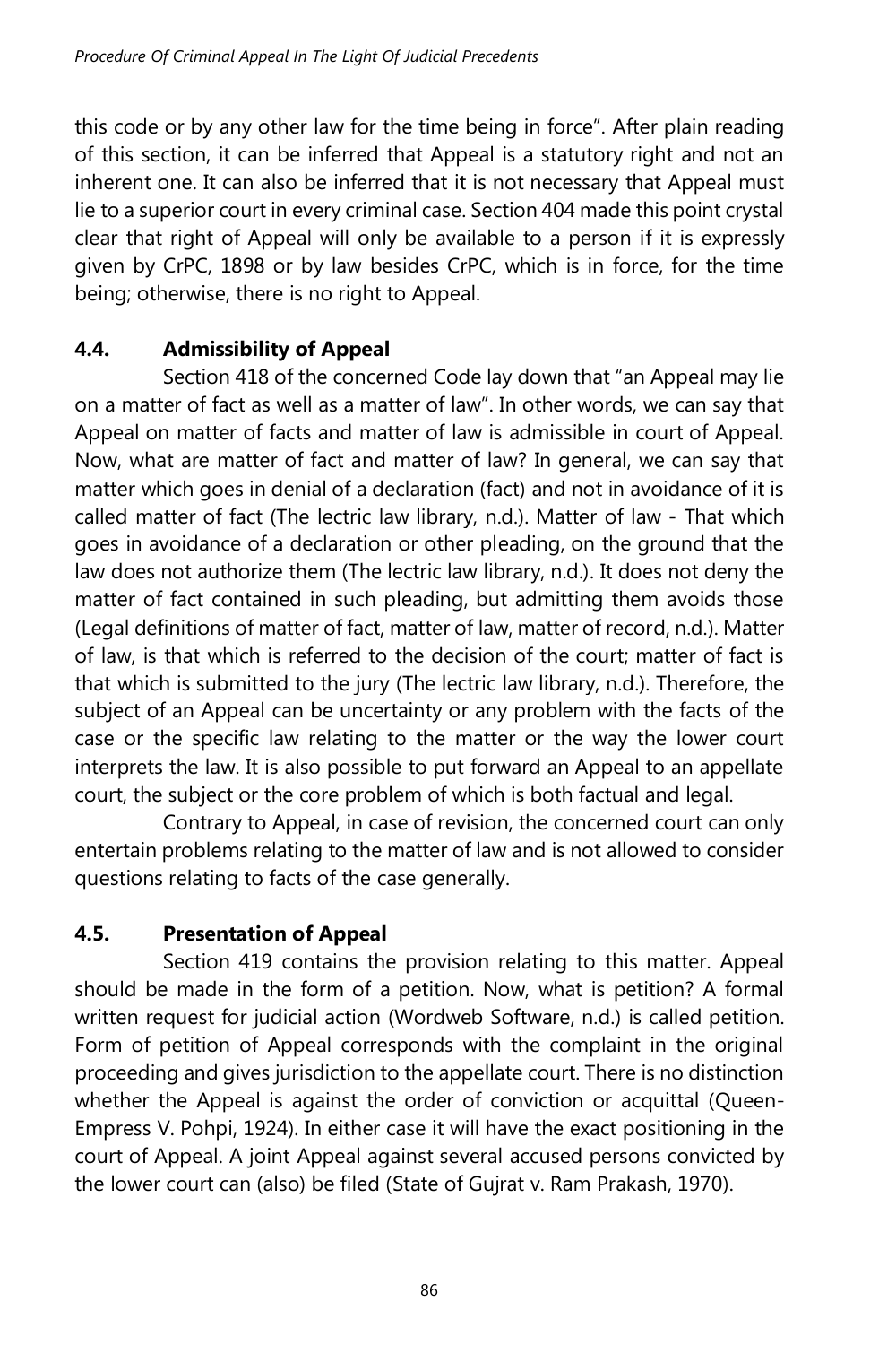this code or by any other law for the time being in force". After plain reading of this section, it can be inferred that Appeal is a statutory right and not an inherent one. It can also be inferred that it is not necessary that Appeal must lie to a superior court in every criminal case. Section 404 made this point crystal clear that right of Appeal will only be available to a person if it is expressly given by CrPC, 1898 or by law besides CrPC, which is in force, for the time being; otherwise, there is no right to Appeal.

### 4.4. Admissibility of Appeal

Section 418 of the concerned Code lay down that "an Appeal may lie on a matter of fact as well as a matter of law". In other words, we can say that Appeal on matter of facts and matter of law is admissible in court of Appeal. Now, what are matter of fact and matter of law? In general, we can say that matter which goes in denial of a declaration (fact) and not in avoidance of it is called matter of fact (The lectric law library, n.d.). Matter of law - That which goes in avoidance of a declaration or other pleading, on the ground that the law does not authorize them (The lectric law library, n.d.). It does not deny the matter of fact contained in such pleading, but admitting them avoids those (Legal definitions of matter of fact, matter of law, matter of record, n.d.). Matter of law, is that which is referred to the decision of the court; matter of fact is that which is submitted to the jury (The lectric law library, n.d.). Therefore, the subject of an Appeal can be uncertainty or any problem with the facts of the case or the specific law relating to the matter or the way the lower court interprets the law. It is also possible to put forward an Appeal to an appellate court, the subject or the core problem of which is both factual and legal.

Contrary to Appeal, in case of revision, the concerned court can only entertain problems relating to the matter of law and is not allowed to consider questions relating to facts of the case generally.

### 4.5. Presentation of Appeal

Section 419 contains the provision relating to this matter. Appeal should be made in the form of a petition. Now, what is petition? A formal written request for judicial action (Wordweb Software, n.d.) is called petition. Form of petition of Appeal corresponds with the complaint in the original proceeding and gives jurisdiction to the appellate court. There is no distinction whether the Appeal is against the order of conviction or acquittal (Queen-Empress V. Pohpi, 1924). In either case it will have the exact positioning in the court of Appeal. A joint Appeal against several accused persons convicted by the lower court can (also) be filed (State of Gujrat v. Ram Prakash, 1970).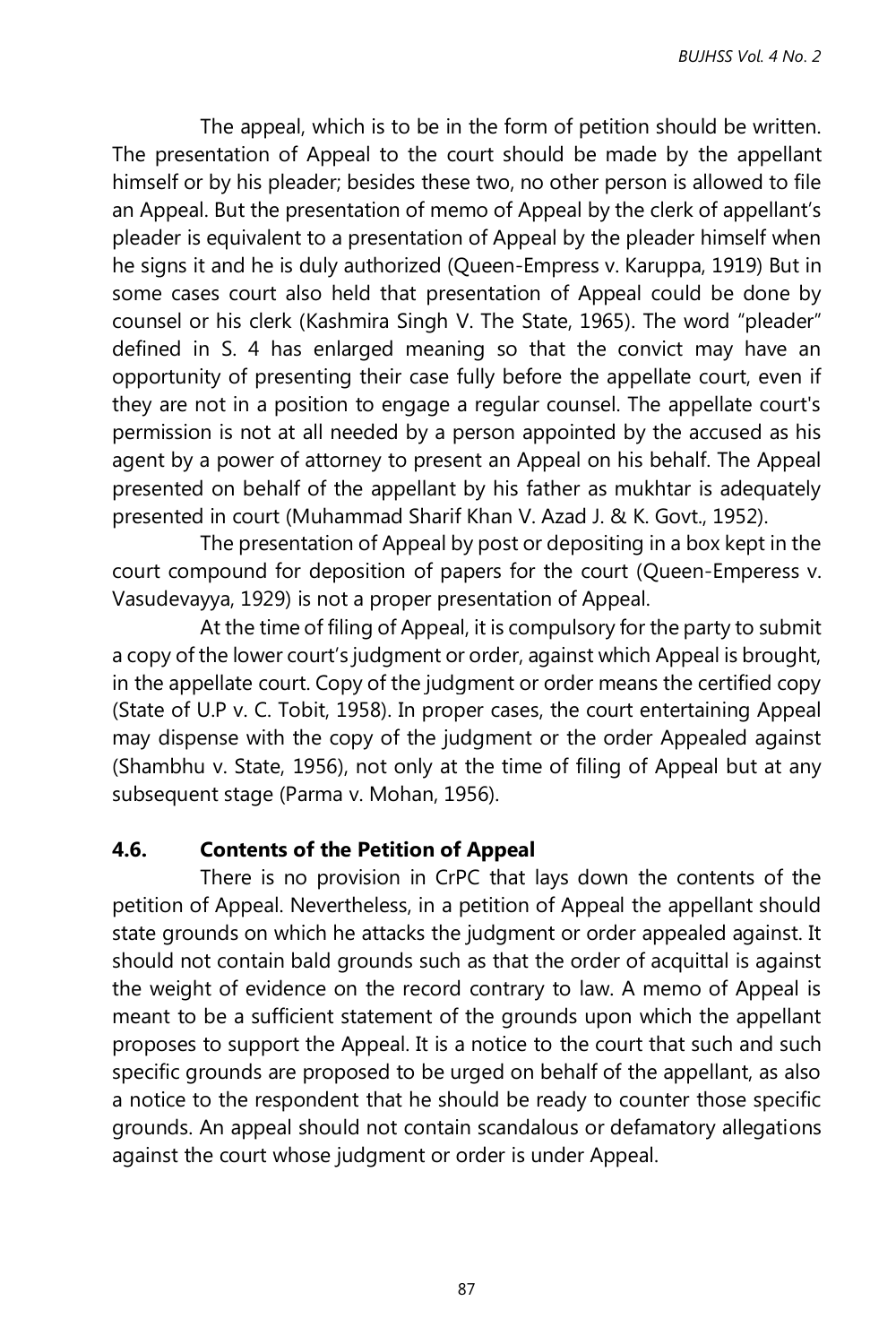The appeal, which is to be in the form of petition should be written. The presentation of Appeal to the court should be made by the appellant himself or by his pleader; besides these two, no other person is allowed to file an Appeal. But the presentation of memo of Appeal by the clerk of appellant's pleader is equivalent to a presentation of Appeal by the pleader himself when he signs it and he is duly authorized (Queen-Empress v. Karuppa, 1919) But in some cases court also held that presentation of Appeal could be done by counsel or his clerk (Kashmira Singh V. The State, 1965). The word "pleader" defined in S. 4 has enlarged meaning so that the convict may have an opportunity of presenting their case fully before the appellate court, even if they are not in a position to engage a regular counsel. The appellate court's permission is not at all needed by a person appointed by the accused as his agent by a power of attorney to present an Appeal on his behalf. The Appeal presented on behalf of the appellant by his father as mukhtar is adequately presented in court (Muhammad Sharif Khan V. Azad J. & K. Govt., 1952).

The presentation of Appeal by post or depositing in a box kept in the court compound for deposition of papers for the court (Queen-Emperess v. Vasudevayya, 1929) is not a proper presentation of Appeal.

At the time of filing of Appeal, it is compulsory for the party to submit a copy of the lower court's judgment or order, against which Appeal is brought, in the appellate court. Copy of the judgment or order means the certified copy (State of U.P v. C. Tobit, 1958). In proper cases, the court entertaining Appeal may dispense with the copy of the judgment or the order Appealed against (Shambhu v. State, 1956), not only at the time of filing of Appeal but at any subsequent stage (Parma v. Mohan, 1956).

### 4.6. Contents of the Petition of Appeal

There is no provision in CrPC that lays down the contents of the petition of Appeal. Nevertheless, in a petition of Appeal the appellant should state grounds on which he attacks the judgment or order appealed against. It should not contain bald grounds such as that the order of acquittal is against the weight of evidence on the record contrary to law. A memo of Appeal is meant to be a sufficient statement of the grounds upon which the appellant proposes to support the Appeal. It is a notice to the court that such and such specific grounds are proposed to be urged on behalf of the appellant, as also a notice to the respondent that he should be ready to counter those specific grounds. An appeal should not contain scandalous or defamatory allegations against the court whose judgment or order is under Appeal.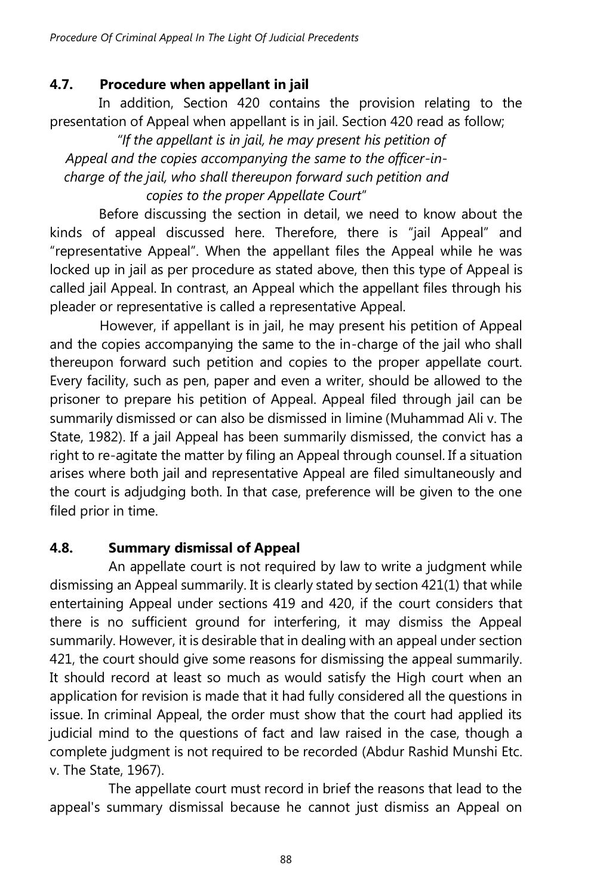### 4.7. Procedure when appellant in jail

In addition, Section 420 contains the provision relating to the presentation of Appeal when appellant is in jail. Section 420 read as follow;

> *"If the appellant is in jail, he may present his petition of Appeal and the copies accompanying the same to the officer-in-charge of the jail, who shall thereupon forward such petition and copies to the proper Appellate Court"*

Before discussing the section in detail, we need to know about the kinds of appeal discussed here. Therefore, there is "jail Appeal" and "representative Appeal". When the appellant files the Appeal while he was locked up in jail as per procedure as stated above, then this type of Appeal is called jail Appeal. In contrast, an Appeal which the appellant files through his pleader or representative is called a representative Appeal.

However, if appellant is in jail, he may present his petition of Appeal and the copies accompanying the same to the in-charge of the jail who shall thereupon forward such petition and copies to the proper appellate court. Every facility, such as pen, paper and even a writer, should be allowed to the prisoner to prepare his petition of Appeal. Appeal filed through jail can be summarily dismissed or can also be dismissed in limine (Muhammad Ali v. The State, 1982). If a jail Appeal has been summarily dismissed, the convict has a right to re-agitate the matter by filing an Appeal through counsel. If a situation arises where both jail and representative Appeal are filed simultaneously and the court is adjudging both. In that case, preference will be given to the one filed prior in time.

### 4.8. Summary dismissal of Appeal

An appellate court is not required by law to write a judgment while dismissing an Appeal summarily. It is clearly stated by section 421(1) that while entertaining Appeal under sections 419 and 420, if the court considers that there is no sufficient ground for interfering, it may dismiss the Appeal summarily. However, it is desirable that in dealing with an appeal under section 421, the court should give some reasons for dismissing the appeal summarily. It should record at least so much as would satisfy the High court when an application for revision is made that it had fully considered all the questions in issue. In criminal Appeal, the order must show that the court had applied its judicial mind to the questions of fact and law raised in the case, though a complete judgment is not required to be recorded (Abdur Rashid Munshi Etc. v. The State, 1967).

The appellate court must record in brief the reasons that lead to the appeal's summary dismissal because he cannot just dismiss an Appeal on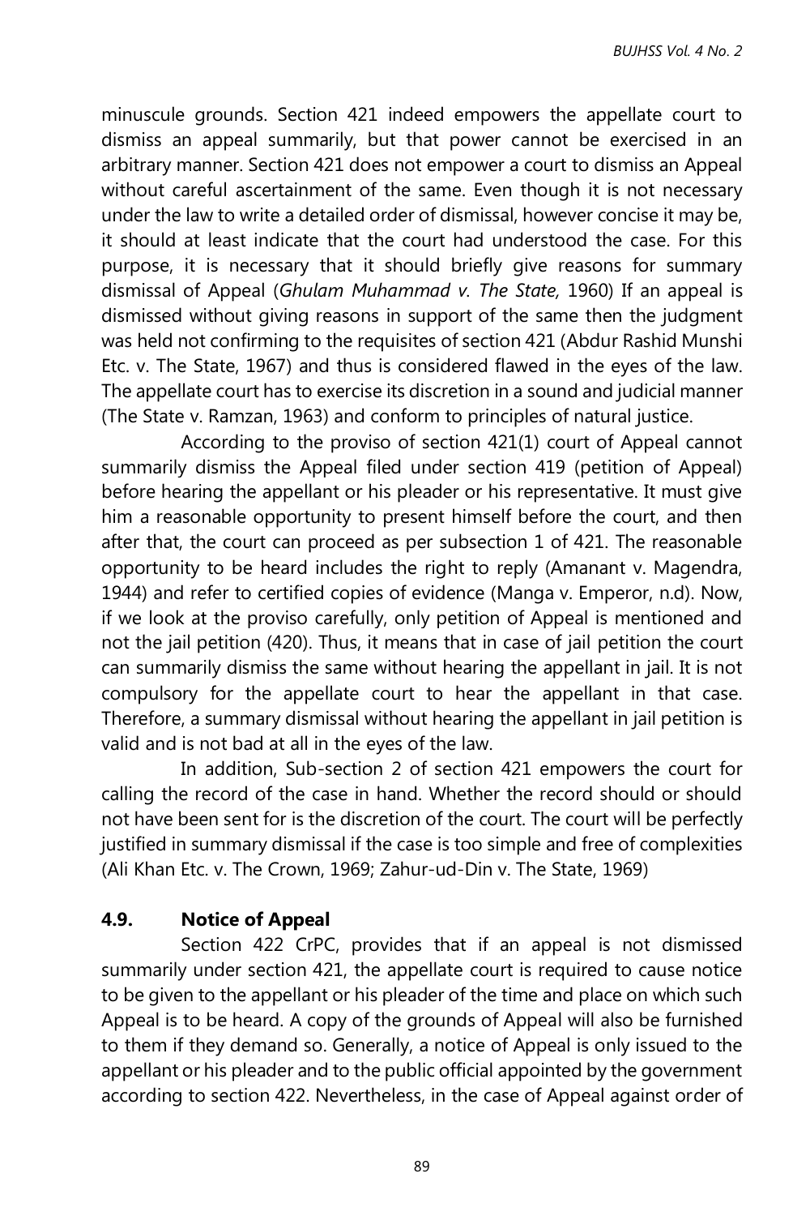minuscule grounds. Section 421 indeed empowers the appellate court to dismiss an appeal summarily, but that power cannot be exercised in an arbitrary manner. Section 421 does not empower a court to dismiss an Appeal without careful ascertainment of the same. Even though it is not necessary under the law to write a detailed order of dismissal, however concise it may be, it should at least indicate that the court had understood the case. For this purpose, it is necessary that it should briefly give reasons for summary dismissal of Appeal (*Ghulam Muhammad v. The State,* 1960) If an appeal is dismissed without giving reasons in support of the same then the judgment was held not confirming to the requisites of section 421 (Abdur Rashid Munshi Etc. v. The State, 1967) and thus is considered flawed in the eyes of the law. The appellate court has to exercise its discretion in a sound and judicial manner (The State v. Ramzan, 1963) and conform to principles of natural justice.

According to the proviso of section 421(1) court of Appeal cannot summarily dismiss the Appeal filed under section 419 (petition of Appeal) before hearing the appellant or his pleader or his representative. It must give him a reasonable opportunity to present himself before the court, and then after that, the court can proceed as per subsection 1 of 421. The reasonable opportunity to be heard includes the right to reply (Amanant v. Magendra, 1944) and refer to certified copies of evidence (Manga v. Emperor, n.d). Now, if we look at the proviso carefully, only petition of Appeal is mentioned and not the jail petition (420). Thus, it means that in case of jail petition the court can summarily dismiss the same without hearing the appellant in jail. It is not compulsory for the appellate court to hear the appellant in that case. Therefore, a summary dismissal without hearing the appellant in jail petition is valid and is not bad at all in the eyes of the law.

In addition, Sub-section 2 of section 421 empowers the court for calling the record of the case in hand. Whether the record should or should not have been sent for is the discretion of the court. The court will be perfectly justified in summary dismissal if the case is too simple and free of complexities (Ali Khan Etc. v. The Crown, 1969; Zahur-ud-Din v. The State, 1969)

### 4.9. Notice of Appeal

Section 422 CrPC, provides that if an appeal is not dismissed summarily under section 421, the appellate court is required to cause notice to be given to the appellant or his pleader of the time and place on which such Appeal is to be heard. A copy of the grounds of Appeal will also be furnished to them if they demand so. Generally, a notice of Appeal is only issued to the appellant or his pleader and to the public official appointed by the government according to section 422. Nevertheless, in the case of Appeal against order of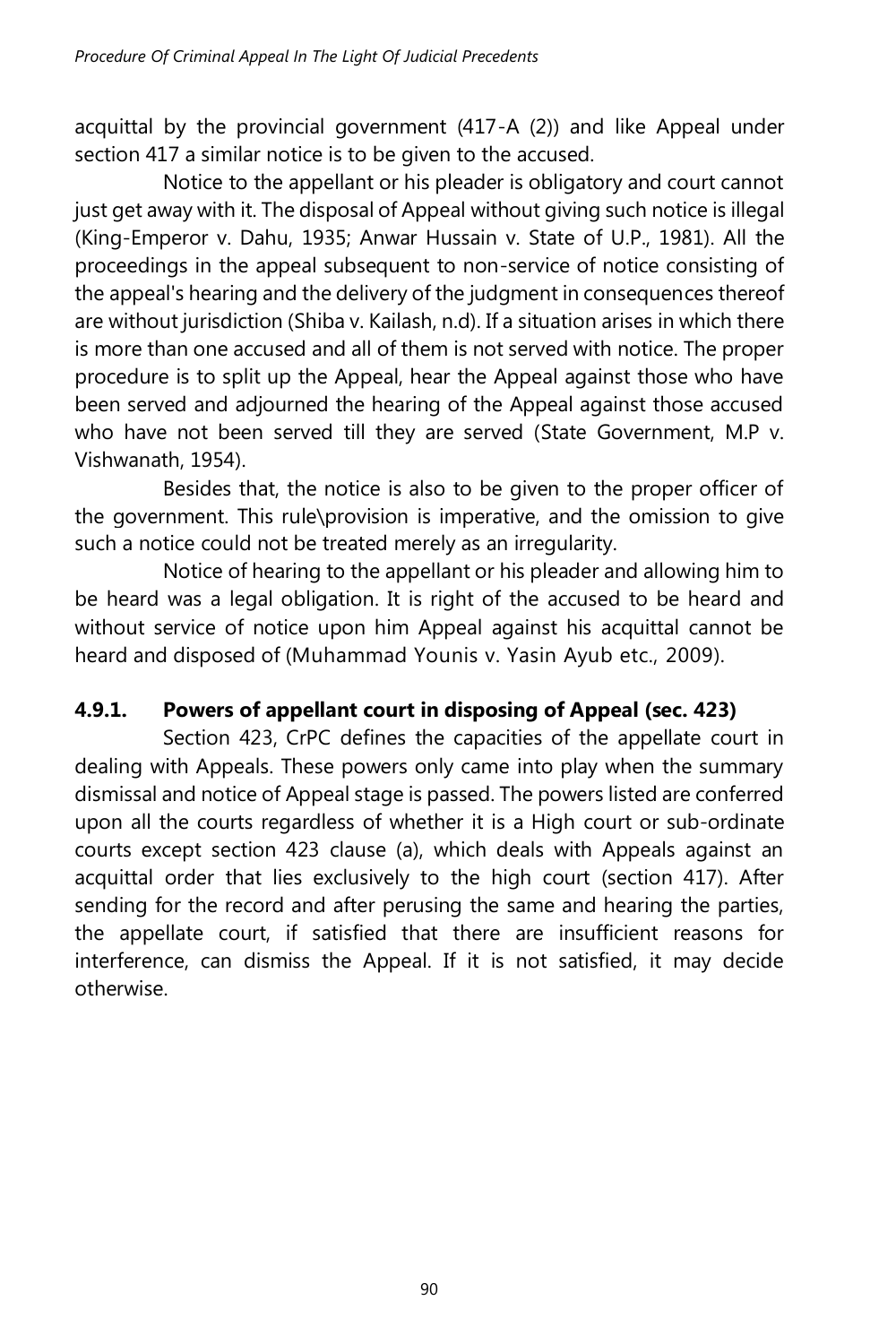acquittal by the provincial government (417-A (2)) and like Appeal under section 417 a similar notice is to be given to the accused.

Notice to the appellant or his pleader is obligatory and court cannot just get away with it. The disposal of Appeal without giving such notice is illegal (King-Emperor v. Dahu, 1935; Anwar Hussain v. State of U.P., 1981). All the proceedings in the appeal subsequent to non-service of notice consisting of the appeal's hearing and the delivery of the judgment in consequences thereof are without jurisdiction (Shiba v. Kailash, n.d). If a situation arises in which there is more than one accused and all of them is not served with notice. The proper procedure is to split up the Appeal, hear the Appeal against those who have been served and adjourned the hearing of the Appeal against those accused who have not been served till they are served (State Government, M.P v. Vishwanath, 1954).

Besides that, the notice is also to be given to the proper officer of the government. This rule\provision is imperative, and the omission to give such a notice could not be treated merely as an irregularity.

Notice of hearing to the appellant or his pleader and allowing him to be heard was a legal obligation. It is right of the accused to be heard and without service of notice upon him Appeal against his acquittal cannot be heard and disposed of (Muhammad Younis v. Yasin Ayub etc., 2009).

### 4.9.1. Powers of appellant court in disposing of Appeal (sec. 423)

Section 423, CrPC defines the capacities of the appellate court in dealing with Appeals. These powers only came into play when the summary dismissal and notice of Appeal stage is passed. The powers listed are conferred upon all the courts regardless of whether it is a High court or sub-ordinate courts except section 423 clause (a), which deals with Appeals against an acquittal order that lies exclusively to the high court (section 417). After sending for the record and after perusing the same and hearing the parties, the appellate court, if satisfied that there are insufficient reasons for interference, can dismiss the Appeal. If it is not satisfied, it may decide otherwise.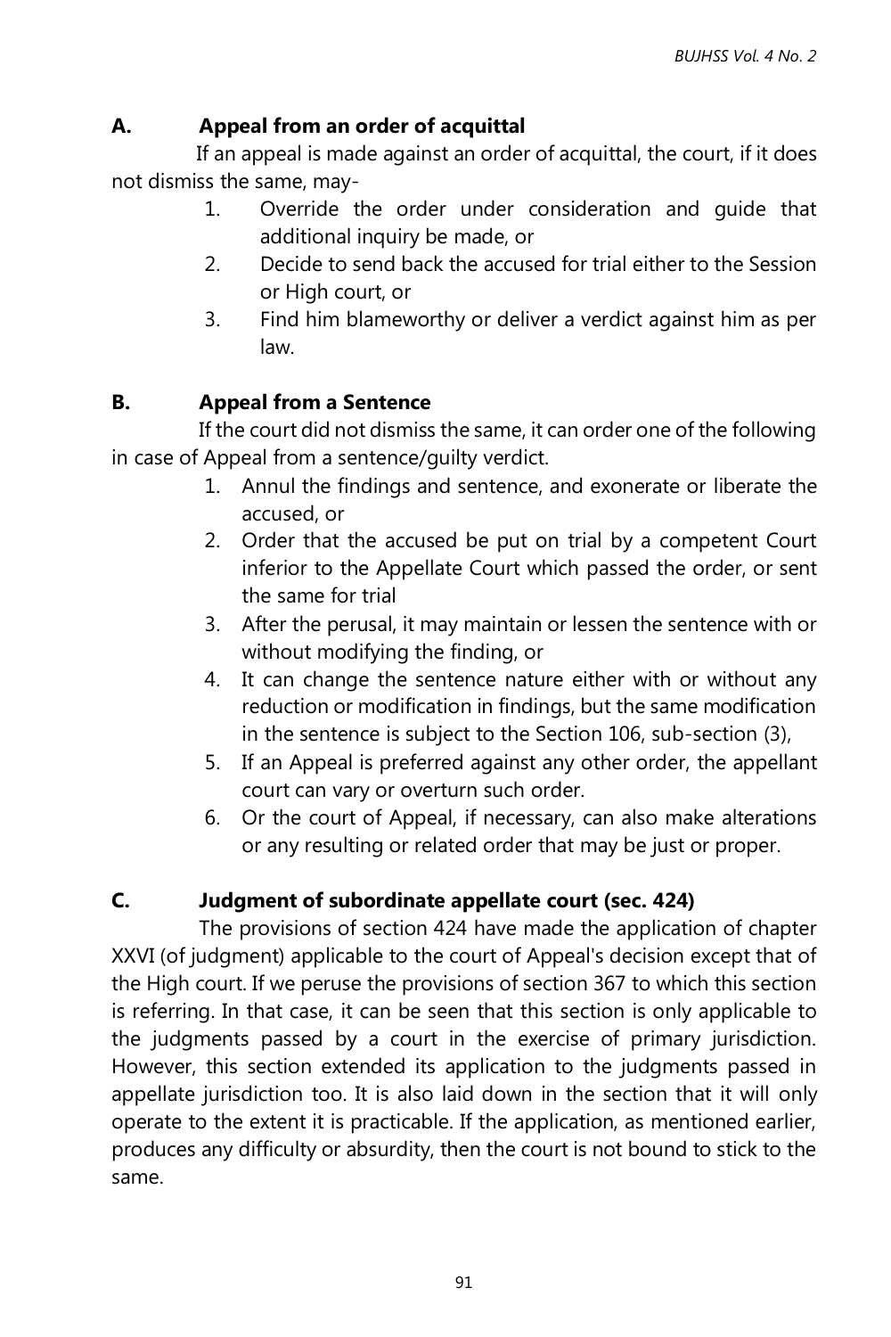### A. Appeal from an order of acquittal

If an appeal is made against an order of acquittal, the court, if it does not dismiss the same, may-

1. Override the order under consideration and guide that additional inquiry be made, or
2. Decide to send back the accused for trial either to the Session or High court, or
3. Find him blameworthy or deliver a verdict against him as per law.

### B. Appeal from a Sentence

If the court did not dismiss the same, it can order one of the following in case of Appeal from a sentence/guilty verdict.

1. Annul the findings and sentence, and exonerate or liberate the accused, or
2. Order that the accused be put on trial by a competent Court inferior to the Appellate Court which passed the order, or sent the same for trial
3. After the perusal, it may maintain or lessen the sentence with or without modifying the finding, or
4. It can change the sentence nature either with or without any reduction or modification in findings, but the same modification in the sentence is subject to the Section 106, sub-section (3),
5. If an Appeal is preferred against any other order, the appellant court can vary or overturn such order.
6. Or the court of Appeal, if necessary, can also make alterations or any resulting or related order that may be just or proper.

### C. Judgment of subordinate appellate court (sec. 424)

The provisions of section 424 have made the application of chapter XXVI (of judgment) applicable to the court of Appeal's decision except that of the High court. If we peruse the provisions of section 367 to which this section is referring. In that case, it can be seen that this section is only applicable to the judgments passed by a court in the exercise of primary jurisdiction. However, this section extended its application to the judgments passed in appellate jurisdiction too. It is also laid down in the section that it will only operate to the extent it is practicable. If the application, as mentioned earlier, produces any difficulty or absurdity, then the court is not bound to stick to the same.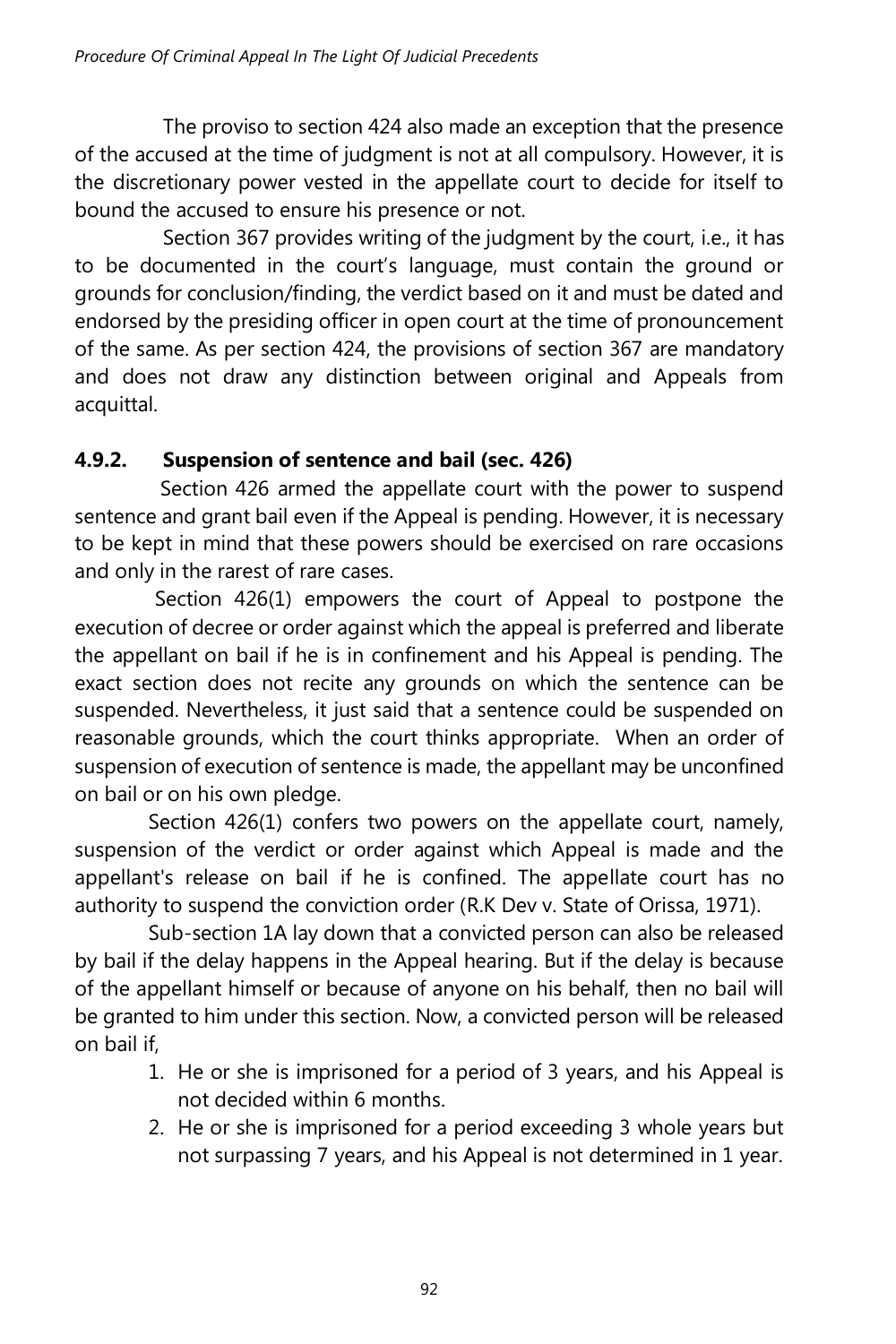The proviso to section 424 also made an exception that the presence of the accused at the time of judgment is not at all compulsory. However, it is the discretionary power vested in the appellate court to decide for itself to bound the accused to ensure his presence or not.

Section 367 provides writing of the judgment by the court, i.e., it has to be documented in the court's language, must contain the ground or grounds for conclusion/finding, the verdict based on it and must be dated and endorsed by the presiding officer in open court at the time of pronouncement of the same. As per section 424, the provisions of section 367 are mandatory and does not draw any distinction between original and Appeals from acquittal.

### 4.9.2. Suspension of sentence and bail (sec. 426)

Section 426 armed the appellate court with the power to suspend sentence and grant bail even if the Appeal is pending. However, it is necessary to be kept in mind that these powers should be exercised on rare occasions and only in the rarest of rare cases.

Section 426(1) empowers the court of Appeal to postpone the execution of decree or order against which the appeal is preferred and liberate the appellant on bail if he is in confinement and his Appeal is pending. The exact section does not recite any grounds on which the sentence can be suspended. Nevertheless, it just said that a sentence could be suspended on reasonable grounds, which the court thinks appropriate. When an order of suspension of execution of sentence is made, the appellant may be unconfined on bail or on his own pledge.

Section 426(1) confers two powers on the appellate court, namely, suspension of the verdict or order against which Appeal is made and the appellant's release on bail if he is confined. The appellate court has no authority to suspend the conviction order (R.K Dev v. State of Orissa, 1971).

Sub-section 1A lay down that a convicted person can also be released by bail if the delay happens in the Appeal hearing. But if the delay is because of the appellant himself or because of anyone on his behalf, then no bail will be granted to him under this section. Now, a convicted person will be released on bail if,

1. He or she is imprisoned for a period of 3 years, and his Appeal is not decided within 6 months.
2. He or she is imprisoned for a period exceeding 3 whole years but not surpassing 7 years, and his Appeal is not determined in 1 year.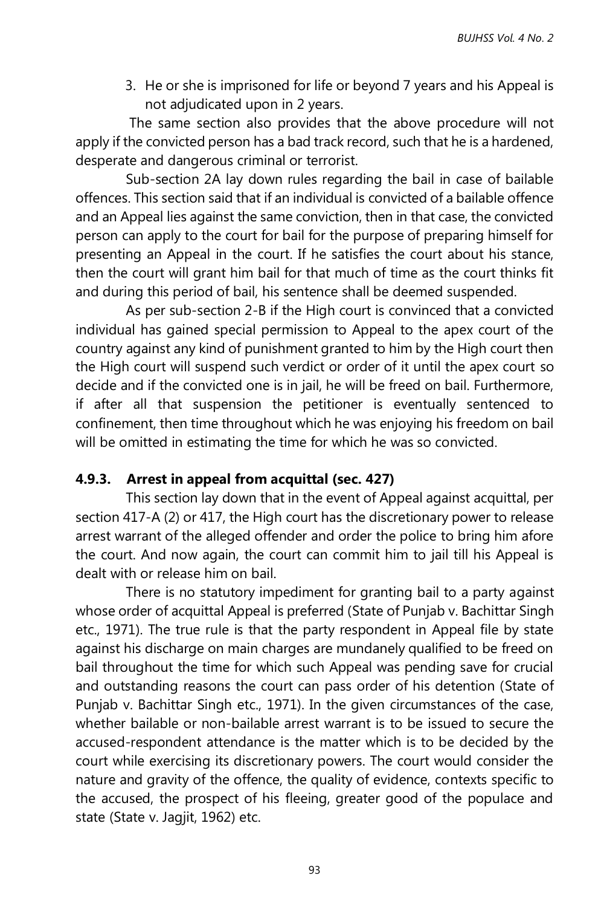3. He or she is imprisoned for life or beyond 7 years and his Appeal is not adjudicated upon in 2 years.

The same section also provides that the above procedure will not apply if the convicted person has a bad track record, such that he is a hardened, desperate and dangerous criminal or terrorist.

Sub-section 2A lay down rules regarding the bail in case of bailable offences. This section said that if an individual is convicted of a bailable offence and an Appeal lies against the same conviction, then in that case, the convicted person can apply to the court for bail for the purpose of preparing himself for presenting an Appeal in the court. If he satisfies the court about his stance, then the court will grant him bail for that much of time as the court thinks fit and during this period of bail, his sentence shall be deemed suspended.

As per sub-section 2-B if the High court is convinced that a convicted individual has gained special permission to Appeal to the apex court of the country against any kind of punishment granted to him by the High court then the High court will suspend such verdict or order of it until the apex court so decide and if the convicted one is in jail, he will be freed on bail. Furthermore, if after all that suspension the petitioner is eventually sentenced to confinement, then time throughout which he was enjoying his freedom on bail will be omitted in estimating the time for which he was so convicted.

### 4.9.3. Arrest in appeal from acquittal (sec. 427)

This section lay down that in the event of Appeal against acquittal, per section 417-A (2) or 417, the High court has the discretionary power to release arrest warrant of the alleged offender and order the police to bring him afore the court. And now again, the court can commit him to jail till his Appeal is dealt with or release him on bail.

There is no statutory impediment for granting bail to a party against whose order of acquittal Appeal is preferred (State of Punjab v. Bachittar Singh etc., 1971). The true rule is that the party respondent in Appeal file by state against his discharge on main charges are mundanely qualified to be freed on bail throughout the time for which such Appeal was pending save for crucial and outstanding reasons the court can pass order of his detention (State of Punjab v. Bachittar Singh etc., 1971). In the given circumstances of the case, whether bailable or non-bailable arrest warrant is to be issued to secure the accused-respondent attendance is the matter which is to be decided by the court while exercising its discretionary powers. The court would consider the nature and gravity of the offence, the quality of evidence, contexts specific to the accused, the prospect of his fleeing, greater good of the populace and state (State v. Jagjit, 1962) etc.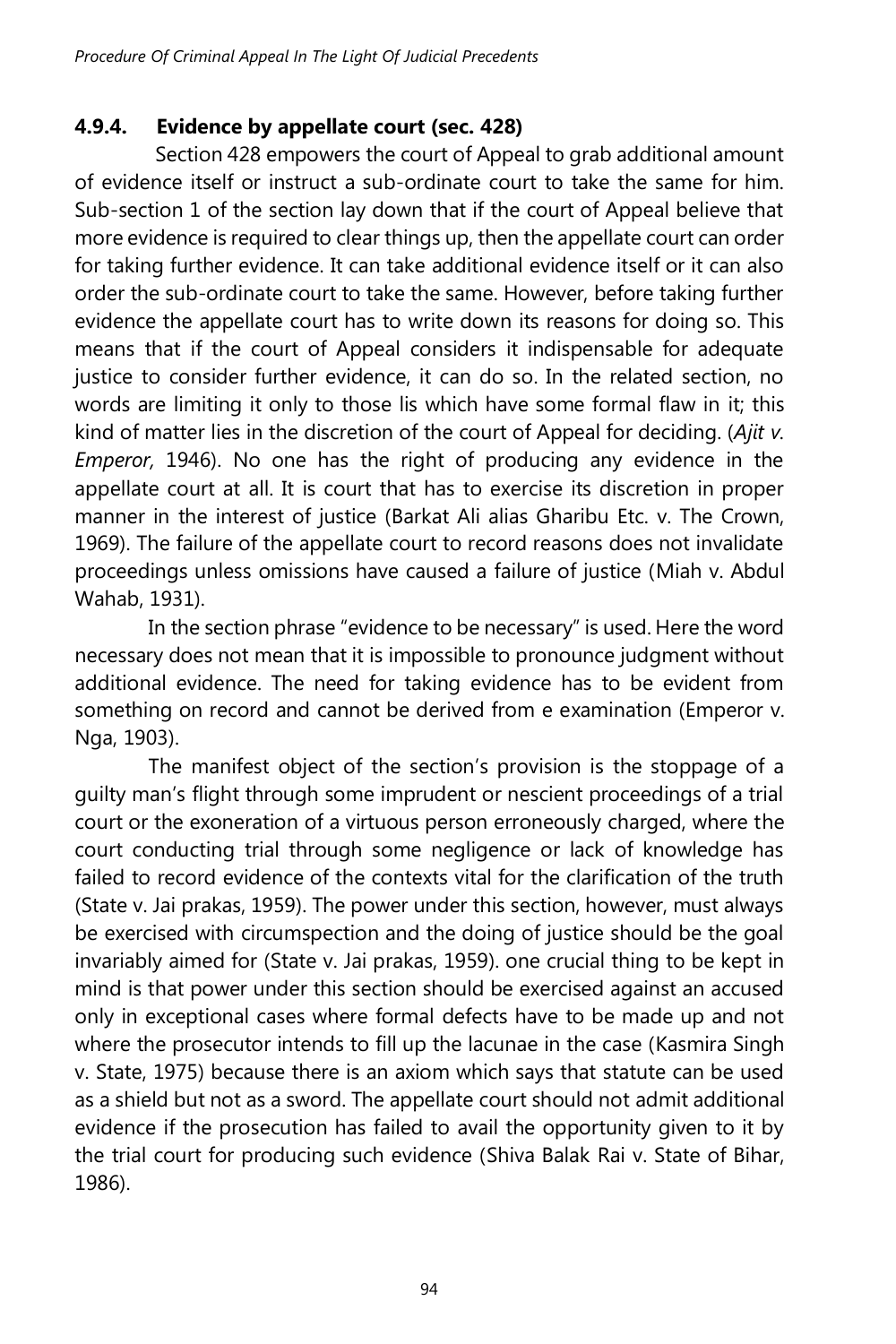### 4.9.4. Evidence by appellate court (sec. 428)

Section 428 empowers the court of Appeal to grab additional amount of evidence itself or instruct a sub-ordinate court to take the same for him. Sub-section 1 of the section lay down that if the court of Appeal believe that more evidence is required to clear things up, then the appellate court can order for taking further evidence. It can take additional evidence itself or it can also order the sub-ordinate court to take the same. However, before taking further evidence the appellate court has to write down its reasons for doing so. This means that if the court of Appeal considers it indispensable for adequate justice to consider further evidence, it can do so. In the related section, no words are limiting it only to those lis which have some formal flaw in it; this kind of matter lies in the discretion of the court of Appeal for deciding. (*Ajit v. Emperor*, 1946). No one has the right of producing any evidence in the appellate court at all. It is court that has to exercise its discretion in proper manner in the interest of justice (Barkat Ali alias Gharibu Etc. v. The Crown, 1969). The failure of the appellate court to record reasons does not invalidate proceedings unless omissions have caused a failure of justice (Miah v. Abdul Wahab, 1931).

In the section phrase "evidence to be necessary" is used. Here the word necessary does not mean that it is impossible to pronounce judgment without additional evidence. The need for taking evidence has to be evident from something on record and cannot be derived from e examination (Emperor v. Nga, 1903).

The manifest object of the section's provision is the stoppage of a guilty man's flight through some imprudent or nescient proceedings of a trial court or the exoneration of a virtuous person erroneously charged, where the court conducting trial through some negligence or lack of knowledge has failed to record evidence of the contexts vital for the clarification of the truth (State v. Jai prakas, 1959). The power under this section, however, must always be exercised with circumspection and the doing of justice should be the goal invariably aimed for (State v. Jai prakas, 1959). one crucial thing to be kept in mind is that power under this section should be exercised against an accused only in exceptional cases where formal defects have to be made up and not where the prosecutor intends to fill up the lacunae in the case (Kasmira Singh v. State, 1975) because there is an axiom which says that statute can be used as a shield but not as a sword. The appellate court should not admit additional evidence if the prosecution has failed to avail the opportunity given to it by the trial court for producing such evidence (Shiva Balak Rai v. State of Bihar, 1986).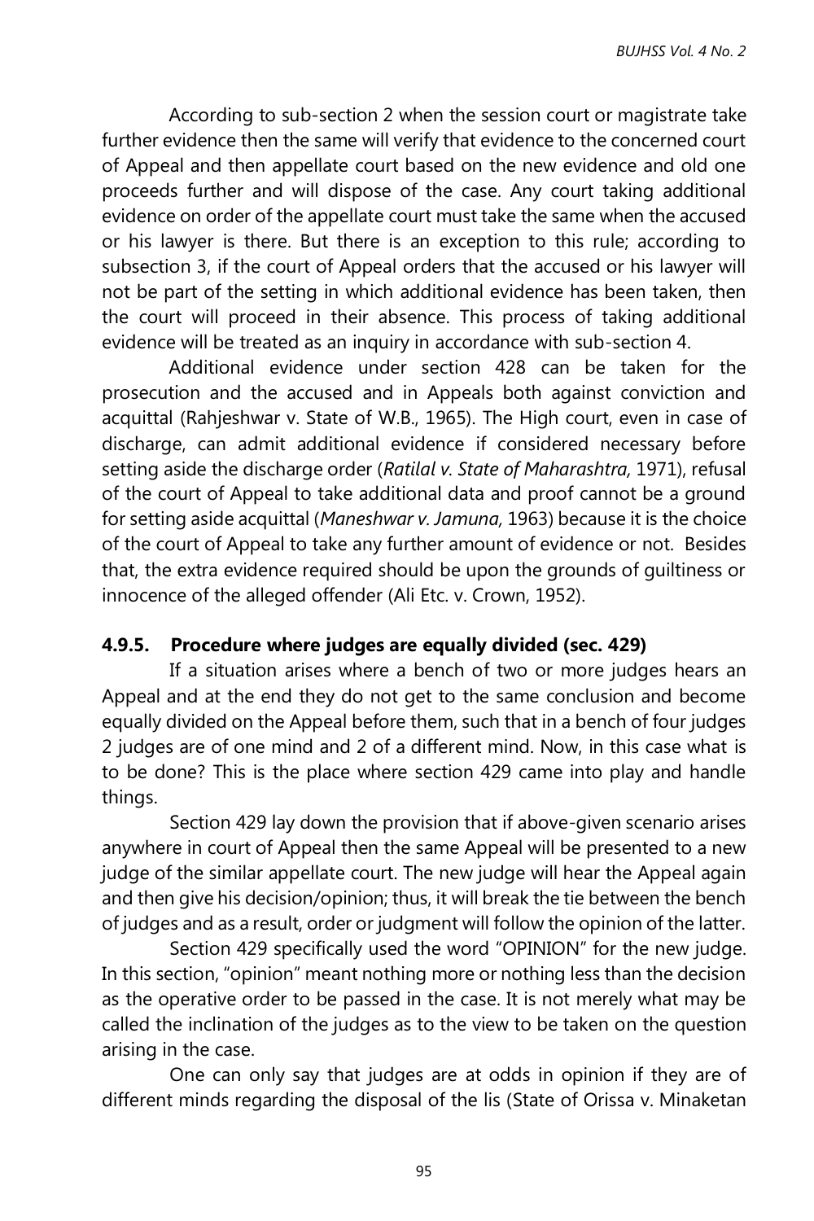According to sub-section 2 when the session court or magistrate take further evidence then the same will verify that evidence to the concerned court of Appeal and then appellate court based on the new evidence and old one proceeds further and will dispose of the case. Any court taking additional evidence on order of the appellate court must take the same when the accused or his lawyer is there. But there is an exception to this rule; according to subsection 3, if the court of Appeal orders that the accused or his lawyer will not be part of the setting in which additional evidence has been taken, then the court will proceed in their absence. This process of taking additional evidence will be treated as an inquiry in accordance with sub-section 4.

Additional evidence under section 428 can be taken for the prosecution and the accused and in Appeals both against conviction and acquittal (Rahjeshwar v. State of W.B., 1965). The High court, even in case of discharge, can admit additional evidence if considered necessary before setting aside the discharge order (*Ratilal v. State of Maharashtra,* 1971), refusal of the court of Appeal to take additional data and proof cannot be a ground for setting aside acquittal (*Maneshwar v. Jamuna,* 1963) because it is the choice of the court of Appeal to take any further amount of evidence or not. Besides that, the extra evidence required should be upon the grounds of guiltiness or innocence of the alleged offender (Ali Etc. v. Crown, 1952).

### 4.9.5. Procedure where judges are equally divided (sec. 429)

If a situation arises where a bench of two or more judges hears an Appeal and at the end they do not get to the same conclusion and become equally divided on the Appeal before them, such that in a bench of four judges 2 judges are of one mind and 2 of a different mind. Now, in this case what is to be done? This is the place where section 429 came into play and handle things.

Section 429 lay down the provision that if above-given scenario arises anywhere in court of Appeal then the same Appeal will be presented to a new judge of the similar appellate court. The new judge will hear the Appeal again and then give his decision/opinion; thus, it will break the tie between the bench of judges and as a result, order or judgment will follow the opinion of the latter.

Section 429 specifically used the word "OPINION" for the new judge. In this section, "opinion" meant nothing more or nothing less than the decision as the operative order to be passed in the case. It is not merely what may be called the inclination of the judges as to the view to be taken on the question arising in the case.

One can only say that judges are at odds in opinion if they are of different minds regarding the disposal of the lis (State of Orissa v. Minaketan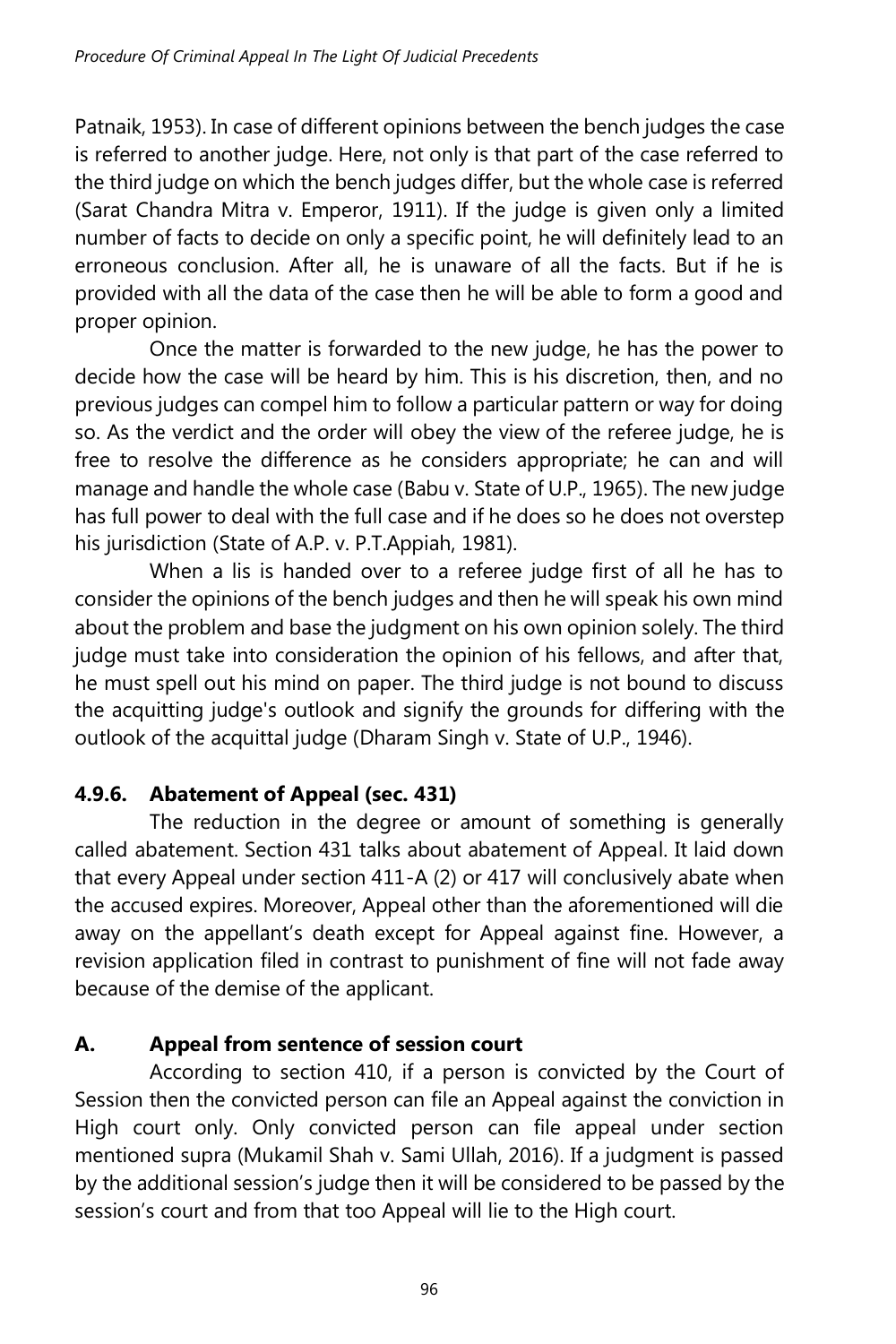Patnaik, 1953). In case of different opinions between the bench judges the case is referred to another judge. Here, not only is that part of the case referred to the third judge on which the bench judges differ, but the whole case is referred (Sarat Chandra Mitra v. Emperor, 1911). If the judge is given only a limited number of facts to decide on only a specific point, he will definitely lead to an erroneous conclusion. After all, he is unaware of all the facts. But if he is provided with all the data of the case then he will be able to form a good and proper opinion.

Once the matter is forwarded to the new judge, he has the power to decide how the case will be heard by him. This is his discretion, then, and no previous judges can compel him to follow a particular pattern or way for doing so. As the verdict and the order will obey the view of the referee judge, he is free to resolve the difference as he considers appropriate; he can and will manage and handle the whole case (Babu v. State of U.P., 1965). The new judge has full power to deal with the full case and if he does so he does not overstep his jurisdiction (State of A.P. v. P.T.Appiah, 1981).

When a lis is handed over to a referee judge first of all he has to consider the opinions of the bench judges and then he will speak his own mind about the problem and base the judgment on his own opinion solely. The third judge must take into consideration the opinion of his fellows, and after that, he must spell out his mind on paper. The third judge is not bound to discuss the acquitting judge's outlook and signify the grounds for differing with the outlook of the acquittal judge (Dharam Singh v. State of U.P., 1946).

### 4.9.6. Abatement of Appeal (sec. 431)

The reduction in the degree or amount of something is generally called abatement. Section 431 talks about abatement of Appeal. It laid down that every Appeal under section 411-A (2) or 417 will conclusively abate when the accused expires. Moreover, Appeal other than the aforementioned will die away on the appellant's death except for Appeal against fine. However, a revision application filed in contrast to punishment of fine will not fade away because of the demise of the applicant.

### A. Appeal from sentence of session court

According to section 410, if a person is convicted by the Court of Session then the convicted person can file an Appeal against the conviction in High court only. Only convicted person can file appeal under section mentioned supra (Mukamil Shah v. Sami Ullah, 2016). If a judgment is passed by the additional session's judge then it will be considered to be passed by the session's court and from that too Appeal will lie to the High court.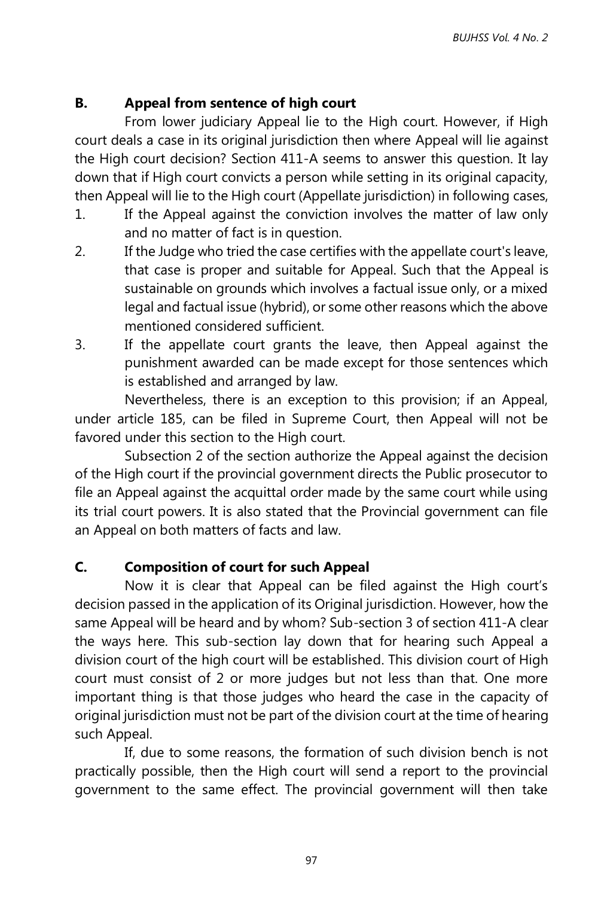### B. Appeal from sentence of high court

From lower judiciary Appeal lie to the High court. However, if High court deals a case in its original jurisdiction then where Appeal will lie against the High court decision? Section 411-A seems to answer this question. It lay down that if High court convicts a person while setting in its original capacity, then Appeal will lie to the High court (Appellate jurisdiction) in following cases,

1. If the Appeal against the conviction involves the matter of law only and no matter of fact is in question.
2. If the Judge who tried the case certifies with the appellate court's leave, that case is proper and suitable for Appeal. Such that the Appeal is sustainable on grounds which involves a factual issue only, or a mixed legal and factual issue (hybrid), or some other reasons which the above mentioned considered sufficient.
3. If the appellate court grants the leave, then Appeal against the punishment awarded can be made except for those sentences which is established and arranged by law.

Nevertheless, there is an exception to this provision; if an Appeal, under article 185, can be filed in Supreme Court, then Appeal will not be favored under this section to the High court.

Subsection 2 of the section authorize the Appeal against the decision of the High court if the provincial government directs the Public prosecutor to file an Appeal against the acquittal order made by the same court while using its trial court powers. It is also stated that the Provincial government can file an Appeal on both matters of facts and law.

### C. Composition of court for such Appeal

Now it is clear that Appeal can be filed against the High court's decision passed in the application of its Original jurisdiction. However, how the same Appeal will be heard and by whom? Sub-section 3 of section 411-A clear the ways here. This sub-section lay down that for hearing such Appeal a division court of the high court will be established. This division court of High court must consist of 2 or more judges but not less than that. One more important thing is that those judges who heard the case in the capacity of original jurisdiction must not be part of the division court at the time of hearing such Appeal.

If, due to some reasons, the formation of such division bench is not practically possible, then the High court will send a report to the provincial government to the same effect. The provincial government will then take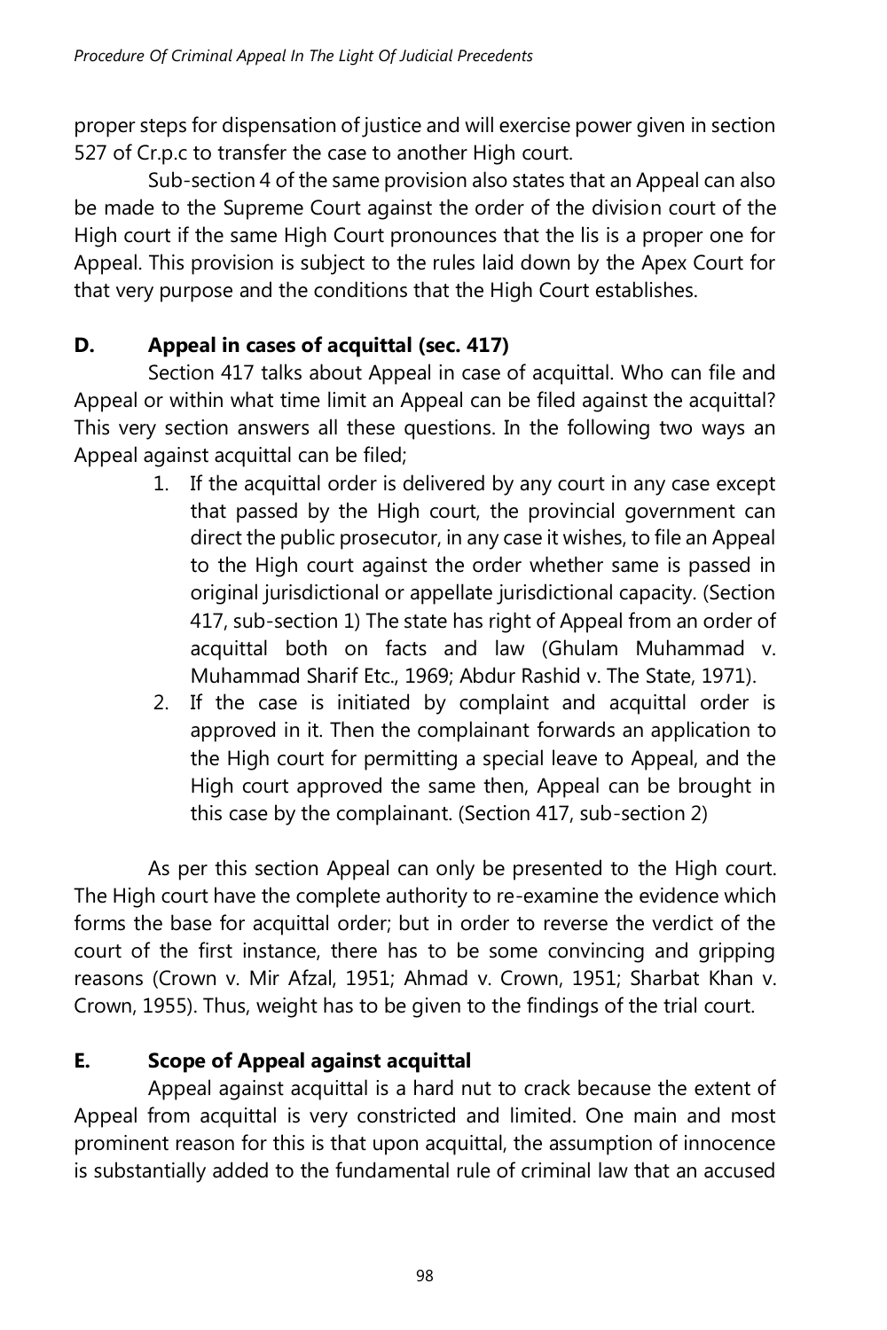proper steps for dispensation of justice and will exercise power given in section 527 of Cr.p.c to transfer the case to another High court.

Sub-section 4 of the same provision also states that an Appeal can also be made to the Supreme Court against the order of the division court of the High court if the same High Court pronounces that the lis is a proper one for Appeal. This provision is subject to the rules laid down by the Apex Court for that very purpose and the conditions that the High Court establishes.

## D. Appeal in cases of acquittal (sec. 417)

Section 417 talks about Appeal in case of acquittal. Who can file and Appeal or within what time limit an Appeal can be filed against the acquittal? This very section answers all these questions. In the following two ways an Appeal against acquittal can be filed;

1. If the acquittal order is delivered by any court in any case except that passed by the High court, the provincial government can direct the public prosecutor, in any case it wishes, to file an Appeal to the High court against the order whether same is passed in original jurisdictional or appellate jurisdictional capacity. (Section 417, sub-section 1) The state has right of Appeal from an order of acquittal both on facts and law (Ghulam Muhammad v. Muhammad Sharif Etc., 1969; Abdur Rashid v. The State, 1971).
2. If the case is initiated by complaint and acquittal order is approved in it. Then the complainant forwards an application to the High court for permitting a special leave to Appeal, and the High court approved the same then, Appeal can be brought in this case by the complainant. (Section 417, sub-section 2)

As per this section Appeal can only be presented to the High court. The High court have the complete authority to re-examine the evidence which forms the base for acquittal order; but in order to reverse the verdict of the court of the first instance, there has to be some convincing and gripping reasons (Crown v. Mir Afzal, 1951; Ahmad v. Crown, 1951; Sharbat Khan v. Crown, 1955). Thus, weight has to be given to the findings of the trial court.

## E. Scope of Appeal against acquittal

Appeal against acquittal is a hard nut to crack because the extent of Appeal from acquittal is very constricted and limited. One main and most prominent reason for this is that upon acquittal, the assumption of innocence is substantially added to the fundamental rule of criminal law that an accused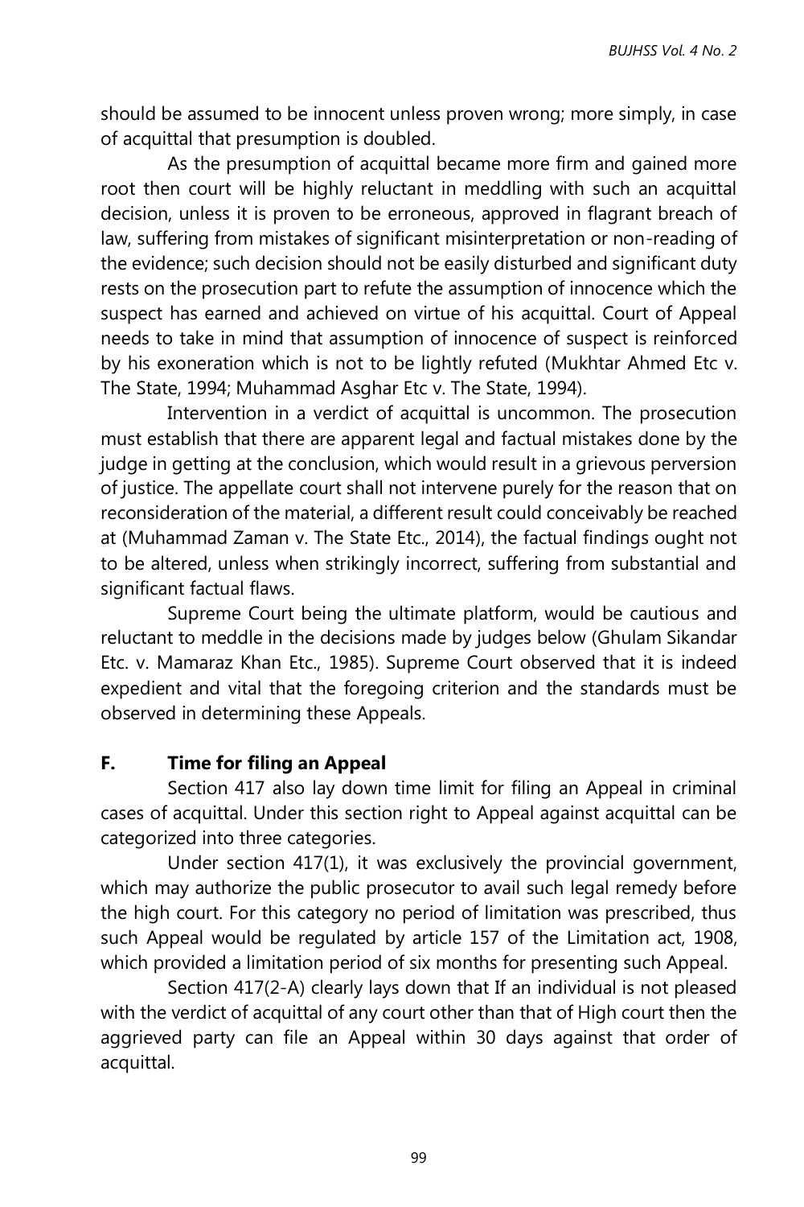should be assumed to be innocent unless proven wrong; more simply, in case of acquittal that presumption is doubled.

As the presumption of acquittal became more firm and gained more root then court will be highly reluctant in meddling with such an acquittal decision, unless it is proven to be erroneous, approved in flagrant breach of law, suffering from mistakes of significant misinterpretation or non-reading of the evidence; such decision should not be easily disturbed and significant duty rests on the prosecution part to refute the assumption of innocence which the suspect has earned and achieved on virtue of his acquittal. Court of Appeal needs to take in mind that assumption of innocence of suspect is reinforced by his exoneration which is not to be lightly refuted (Mukhtar Ahmed Etc v. The State, 1994; Muhammad Asghar Etc v. The State, 1994).

Intervention in a verdict of acquittal is uncommon. The prosecution must establish that there are apparent legal and factual mistakes done by the judge in getting at the conclusion, which would result in a grievous perversion of justice. The appellate court shall not intervene purely for the reason that on reconsideration of the material, a different result could conceivably be reached at (Muhammad Zaman v. The State Etc., 2014), the factual findings ought not to be altered, unless when strikingly incorrect, suffering from substantial and significant factual flaws.

Supreme Court being the ultimate platform, would be cautious and reluctant to meddle in the decisions made by judges below (Ghulam Sikandar Etc. v. Mamaraz Khan Etc., 1985). Supreme Court observed that it is indeed expedient and vital that the foregoing criterion and the standards must be observed in determining these Appeals.

### F. Time for filing an Appeal

Section 417 also lay down time limit for filing an Appeal in criminal cases of acquittal. Under this section right to Appeal against acquittal can be categorized into three categories.

Under section 417(1), it was exclusively the provincial government, which may authorize the public prosecutor to avail such legal remedy before the high court. For this category no period of limitation was prescribed, thus such Appeal would be regulated by article 157 of the Limitation act, 1908, which provided a limitation period of six months for presenting such Appeal.

Section 417(2-A) clearly lays down that If an individual is not pleased with the verdict of acquittal of any court other than that of High court then the aggrieved party can file an Appeal within 30 days against that order of acquittal.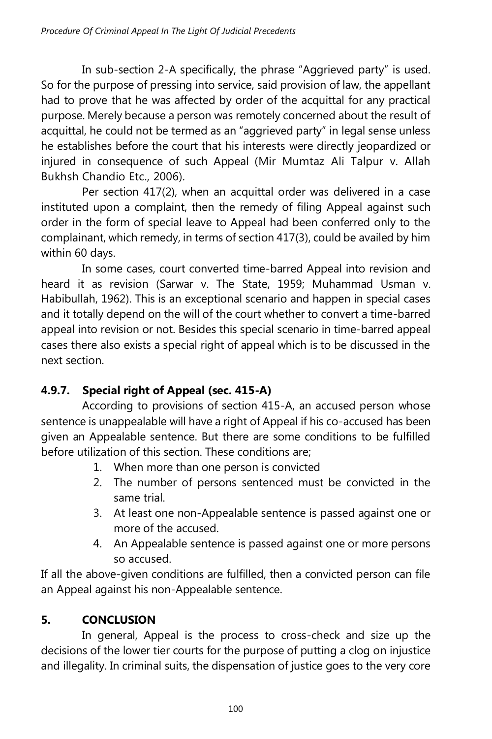In sub-section 2-A specifically, the phrase “Aggrieved party” is used. So for the purpose of pressing into service, said provision of law, the appellant had to prove that he was affected by order of the acquittal for any practical purpose. Merely because a person was remotely concerned about the result of acquittal, he could not be termed as an “aggrieved party” in legal sense unless he establishes before the court that his interests were directly jeopardized or injured in consequence of such Appeal (Mir Mumtaz Ali Talpur v. Allah Bukhsh Chandio Etc., 2006).

Per section 417(2), when an acquittal order was delivered in a case instituted upon a complaint, then the remedy of filing Appeal against such order in the form of special leave to Appeal had been conferred only to the complainant, which remedy, in terms of section 417(3), could be availed by him within 60 days.

In some cases, court converted time-barred Appeal into revision and heard it as revision (Sarwar v. The State, 1959; Muhammad Usman v. Habibullah, 1962). This is an exceptional scenario and happen in special cases and it totally depend on the will of the court whether to convert a time-barred appeal into revision or not. Besides this special scenario in time-barred appeal cases there also exists a special right of appeal which is to be discussed in the next section.

### 4.9.7. Special right of Appeal (sec. 415-A)

According to provisions of section 415-A, an accused person whose sentence is unappealable will have a right of Appeal if his co-accused has been given an Appealable sentence. But there are some conditions to be fulfilled before utilization of this section. These conditions are;

1. When more than one person is convicted
2. The number of persons sentenced must be convicted in the same trial.
3. At least one non-Appealable sentence is passed against one or more of the accused.
4. An Appealable sentence is passed against one or more persons so accused.

If all the above-given conditions are fulfilled, then a convicted person can file an Appeal against his non-Appealable sentence.

## 5. CONCLUSION

In general, Appeal is the process to cross-check and size up the decisions of the lower tier courts for the purpose of putting a clog on injustice and illegality. In criminal suits, the dispensation of justice goes to the very core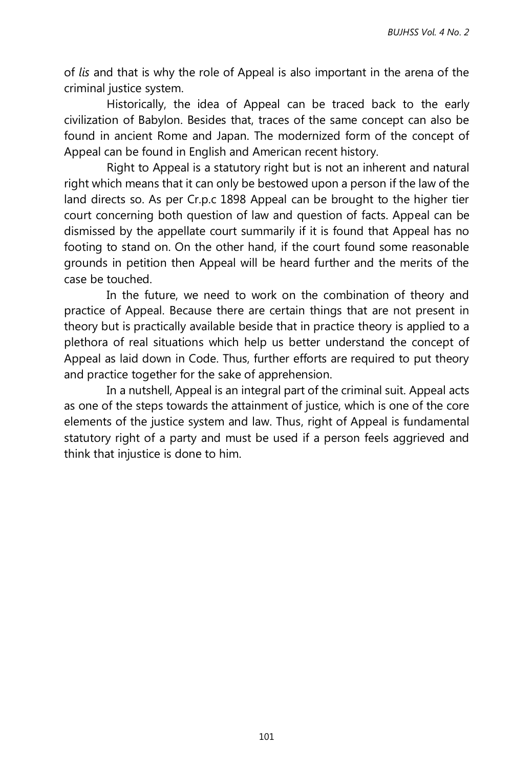of *lis* and that is why the role of Appeal is also important in the arena of the criminal justice system.

Historically, the idea of Appeal can be traced back to the early civilization of Babylon. Besides that, traces of the same concept can also be found in ancient Rome and Japan. The modernized form of the concept of Appeal can be found in English and American recent history.

Right to Appeal is a statutory right but is not an inherent and natural right which means that it can only be bestowed upon a person if the law of the land directs so. As per Cr.p.c 1898 Appeal can be brought to the higher tier court concerning both question of law and question of facts. Appeal can be dismissed by the appellate court summarily if it is found that Appeal has no footing to stand on. On the other hand, if the court found some reasonable grounds in petition then Appeal will be heard further and the merits of the case be touched.

In the future, we need to work on the combination of theory and practice of Appeal. Because there are certain things that are not present in theory but is practically available beside that in practice theory is applied to a plethora of real situations which help us better understand the concept of Appeal as laid down in Code. Thus, further efforts are required to put theory and practice together for the sake of apprehension.

In a nutshell, Appeal is an integral part of the criminal suit. Appeal acts as one of the steps towards the attainment of justice, which is one of the core elements of the justice system and law. Thus, right of Appeal is fundamental statutory right of a party and must be used if a person feels aggrieved and think that injustice is done to him.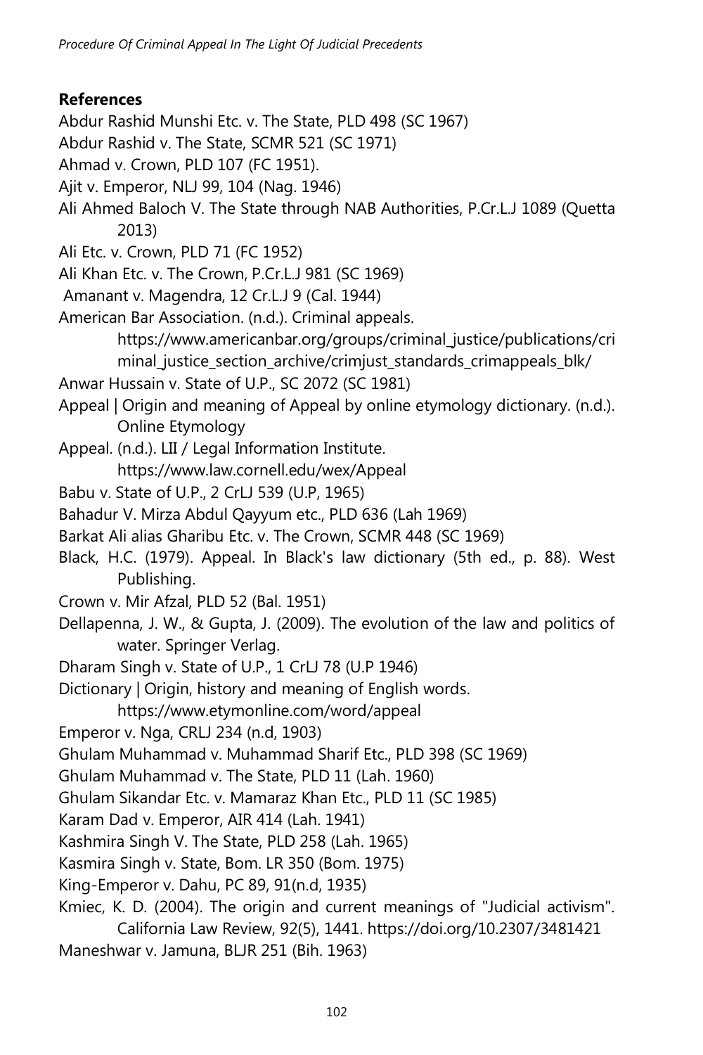**References**

Abdur Rashid Munshi Etc. v. The State, PLD 498 (SC 1967)

Abdur Rashid v. The State, SCMR 521 (SC 1971)

Ahmad v. Crown, PLD 107 (FC 1951).

Ajit v. Emperor, NLJ 99, 104 (Nag. 1946)

Ali Ahmed Baloch V. The State through NAB Authorities, P.Cr.L.J 1089 (Quetta 2013)

Ali Etc. v. Crown, PLD 71 (FC 1952)

Ali Khan Etc. v. The Crown, P.Cr.L.J 981 (SC 1969)

Amanant v. Magendra, 12 Cr.L.J 9 (Cal. 1944)

American Bar Association. (n.d.). Criminal appeals. https://www.americanbar.org/groups/criminal_justice/publications/criminal_justice_section_archive/crimjust_standards_crimappeals_blk/

Anwar Hussain v. State of U.P., SC 2072 (SC 1981)

Appeal | Origin and meaning of Appeal by online etymology dictionary. (n.d.). Online Etymology

Appeal. (n.d.). LII / Legal Information Institute. https://www.law.cornell.edu/wex/Appeal

Babu v. State of U.P., 2 CrLJ 539 (U.P, 1965)

Bahadur V. Mirza Abdul Qayyum etc., PLD 636 (Lah 1969)

Barkat Ali alias Gharibu Etc. v. The Crown, SCMR 448 (SC 1969)

Black, H.C. (1979). Appeal. In Black's law dictionary (5th ed., p. 88). West Publishing.

Crown v. Mir Afzal, PLD 52 (Bal. 1951)

Dellapenna, J. W., & Gupta, J. (2009). The evolution of the law and politics of water. Springer Verlag.

Dharam Singh v. State of U.P., 1 CrLJ 78 (U.P 1946)

Dictionary | Origin, history and meaning of English words. https://www.etymonline.com/word/appeal

Emperor v. Nga, CRLJ 234 (n.d, 1903)

Ghulam Muhammad v. Muhammad Sharif Etc., PLD 398 (SC 1969)

Ghulam Muhammad v. The State, PLD 11 (Lah. 1960)

Ghulam Sikandar Etc. v. Mamaraz Khan Etc., PLD 11 (SC 1985)

Karam Dad v. Emperor, AIR 414 (Lah. 1941)

Kashmira Singh V. The State, PLD 258 (Lah. 1965)

Kasmira Singh v. State, Bom. LR 350 (Bom. 1975)

King-Emperor v. Dahu, PC 89, 91(n.d, 1935)

Kmiec, K. D. (2004). The origin and current meanings of "Judicial activism". California Law Review, 92(5), 1441. https://doi.org/10.2307/3481421

Maneshwar v. Jamuna, BLJR 251 (Bih. 1963)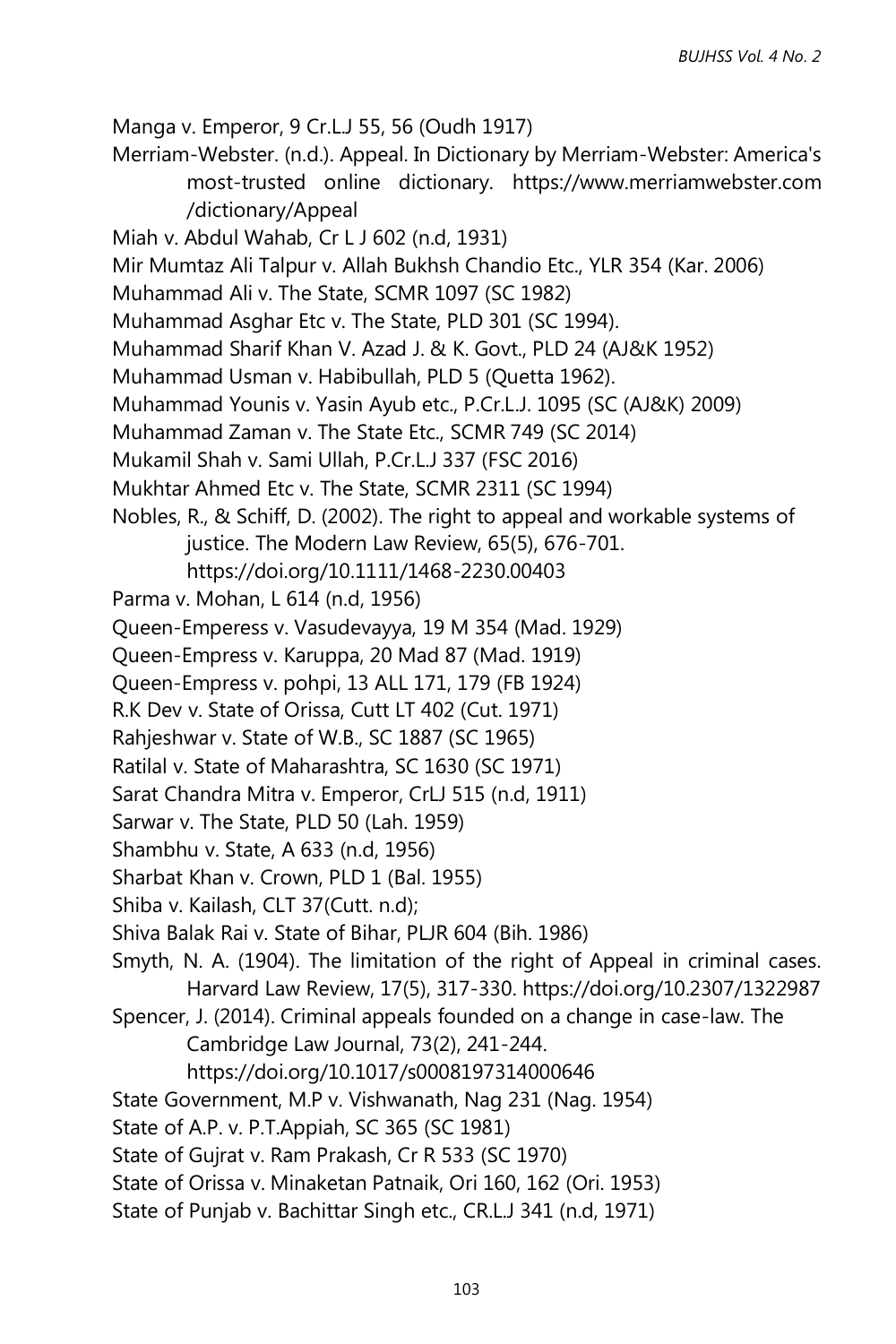Manga v. Emperor, 9 Cr.L.J 55, 56 (Oudh 1917)

Merriam-Webster. (n.d.). Appeal. In Dictionary by Merriam-Webster: America's most-trusted online dictionary. https://www.merriamwebster.com /dictionary/Appeal

Miah v. Abdul Wahab, Cr L J 602 (n.d, 1931)

Mir Mumtaz Ali Talpur v. Allah Bukhsh Chandio Etc., YLR 354 (Kar. 2006)

Muhammad Ali v. The State, SCMR 1097 (SC 1982)

Muhammad Asghar Etc v. The State, PLD 301 (SC 1994).

Muhammad Sharif Khan V. Azad J. & K. Govt., PLD 24 (AJ&K 1952)

Muhammad Usman v. Habibullah, PLD 5 (Quetta 1962).

Muhammad Younis v. Yasin Ayub etc., P.Cr.L.J. 1095 (SC (AJ&K) 2009)

Muhammad Zaman v. The State Etc., SCMR 749 (SC 2014)

Mukamil Shah v. Sami Ullah, P.Cr.L.J 337 (FSC 2016)

Mukhtar Ahmed Etc v. The State, SCMR 2311 (SC 1994)

Nobles, R., & Schiff, D. (2002). The right to appeal and workable systems of justice. The Modern Law Review, 65(5), 676-701. https://doi.org/10.1111/1468-2230.00403

Parma v. Mohan, L 614 (n.d, 1956)

Queen-Emperess v. Vasudevayya, 19 M 354 (Mad. 1929)

Queen-Empress v. Karuppa, 20 Mad 87 (Mad. 1919)

Queen-Empress v. pohpi, 13 ALL 171, 179 (FB 1924)

R.K Dev v. State of Orissa, Cutt LT 402 (Cut. 1971)

Rahjeshwar v. State of W.B., SC 1887 (SC 1965)

Ratilal v. State of Maharashtra, SC 1630 (SC 1971)

Sarat Chandra Mitra v. Emperor, CrLJ 515 (n.d, 1911)

Sarwar v. The State, PLD 50 (Lah. 1959)

Shambhu v. State, A 633 (n.d, 1956)

Sharbat Khan v. Crown, PLD 1 (Bal. 1955)

Shiba v. Kailash, CLT 37(Cutt. n.d);

Shiva Balak Rai v. State of Bihar, PLJR 604 (Bih. 1986)

Smyth, N. A. (1904). The limitation of the right of Appeal in criminal cases. Harvard Law Review, 17(5), 317-330. https://doi.org/10.2307/1322987

Spencer, J. (2014). Criminal appeals founded on a change in case-law. The Cambridge Law Journal, 73(2), 241-244. https://doi.org/10.1017/s0008197314000646

State Government, M.P v. Vishwanath, Nag 231 (Nag. 1954)

State of A.P. v. P.T.Appiah, SC 365 (SC 1981)

State of Gujrat v. Ram Prakash, Cr R 533 (SC 1970)

State of Orissa v. Minaketan Patnaik, Ori 160, 162 (Ori. 1953)

State of Punjab v. Bachittar Singh etc., CR.L.J 341 (n.d, 1971)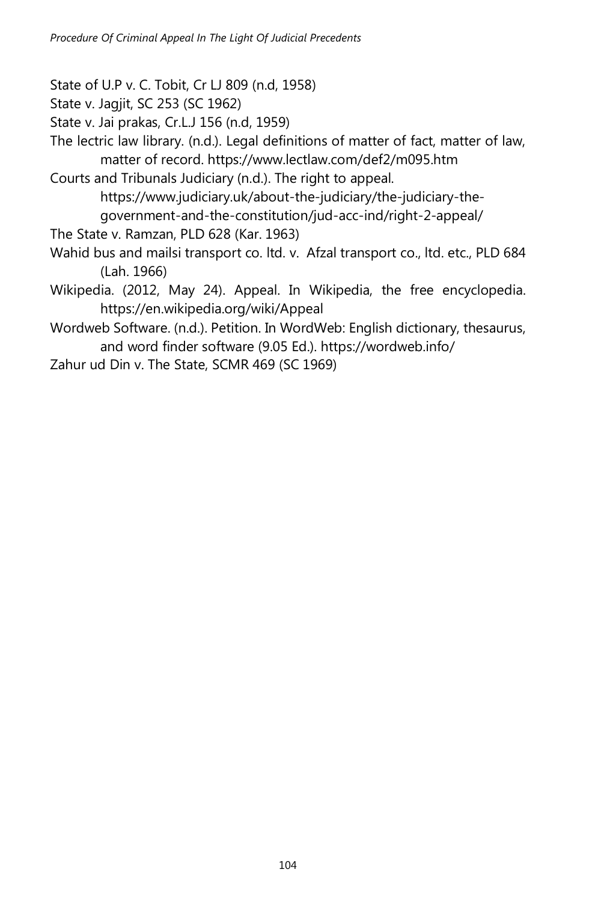State of U.P v. C. Tobit, Cr LJ 809 (n.d, 1958)

State v. Jagjit, SC 253 (SC 1962)

State v. Jai prakas, Cr.L.J 156 (n.d, 1959)

The lectric law library. (n.d.). Legal definitions of matter of fact, matter of law, matter of record. https://www.lectlaw.com/def2/m095.htm

Courts and Tribunals Judiciary (n.d.). The right to appeal. https://www.judiciary.uk/about-the-judiciary/the-judiciary-the-government-and-the-constitution/jud-acc-ind/right-2-appeal/

The State v. Ramzan, PLD 628 (Kar. 1963)

Wahid bus and mailsi transport co. ltd. v. Afzal transport co., ltd. etc., PLD 684 (Lah. 1966)

Wikipedia. (2012, May 24). Appeal. In Wikipedia, the free encyclopedia. https://en.wikipedia.org/wiki/Appeal

Wordweb Software. (n.d.). Petition. In WordWeb: English dictionary, thesaurus, and word finder software (9.05 Ed.). https://wordweb.info/

Zahur ud Din v. The State, SCMR 469 (SC 1969)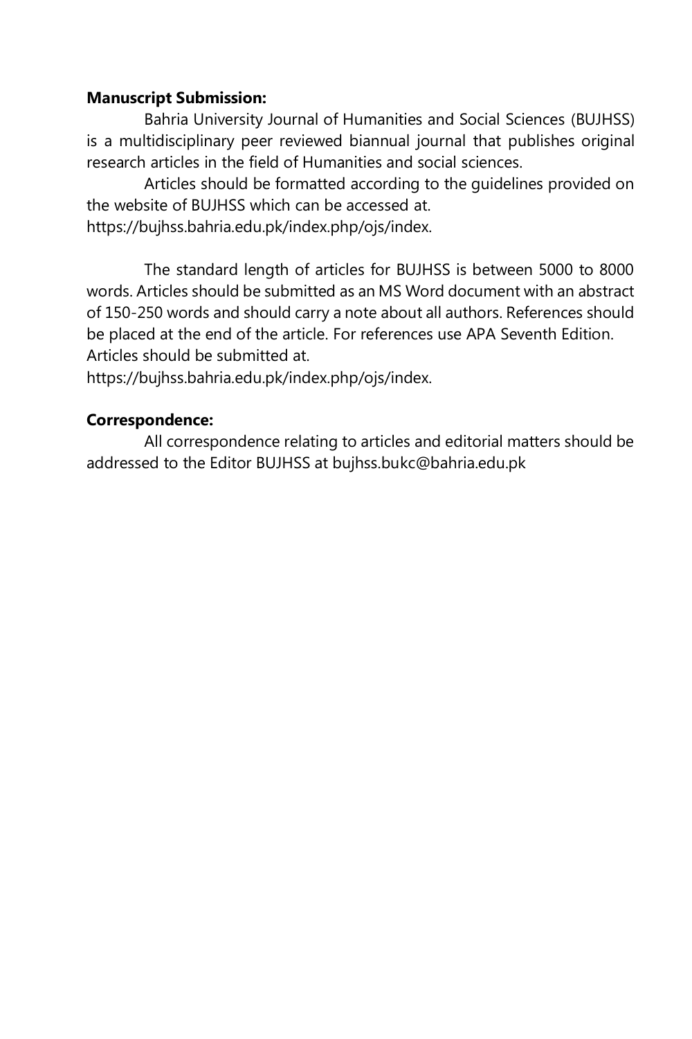**Manuscript Submission:**

Bahria University Journal of Humanities and Social Sciences (BUJHSS) is a multidisciplinary peer reviewed biannual journal that publishes original research articles in the field of Humanities and social sciences.

Articles should be formatted according to the guidelines provided on the website of BUJHSS which can be accessed at. https://bujhss.bahria.edu.pk/index.php/ojs/index.

The standard length of articles for BUJHSS is between 5000 to 8000 words. Articles should be submitted as an MS Word document with an abstract of 150-250 words and should carry a note about all authors. References should be placed at the end of the article. For references use APA Seventh Edition. Articles should be submitted at. https://bujhss.bahria.edu.pk/index.php/ojs/index.

**Correspondence:**

All correspondence relating to articles and editorial matters should be addressed to the Editor BUJHSS at bujhss.bukc@bahria.edu.pk